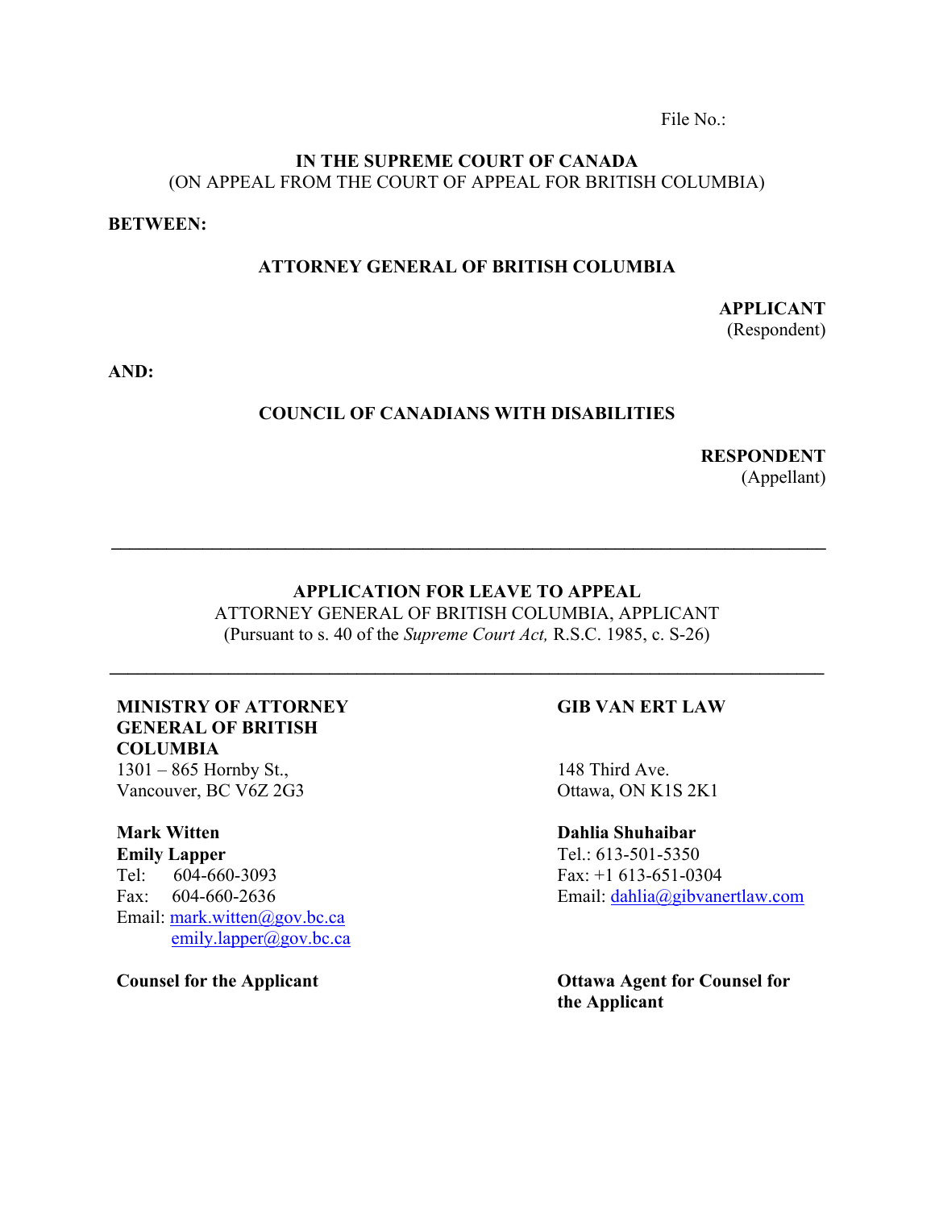File No.:

**IN THE SUPREME COURT OF CANADA**
(ON APPEAL FROM THE COURT OF APPEAL FOR BRITISH COLUMBIA)

**BETWEEN:**

**ATTORNEY GENERAL OF BRITISH COLUMBIA**

**APPLICANT**
(Respondent)

**AND:**

**COUNCIL OF CANADIANS WITH DISABILITIES**

**RESPONDENT**
(Appellant)

---

**APPLICATION FOR LEAVE TO APPEAL**
ATTORNEY GENERAL OF BRITISH COLUMBIA, APPLICANT
(Pursuant to s. 40 of the *Supreme Court Act,* R.S.C. 1985, c. S-26)

---

**MINISTRY OF ATTORNEY GENERAL OF BRITISH COLUMBIA**
1301 – 865 Hornby St.,
Vancouver, BC V6Z 2G3

**Mark Witten**
**Emily Lapper**
Tel: 604-660-3093
Fax: 604-660-2636
Email: mark.witten@gov.bc.ca
emily.lapper@gov.bc.ca

**Counsel for the Applicant**

**GIB VAN ERT LAW**

148 Third Ave.
Ottawa, ON K1S 2K1

**Dahlia Shuhaibar**
Tel.: 613-501-5350
Fax: +1 613-651-0304
Email: dahlia@gibvanertlaw.com

**Ottawa Agent for Counsel for the Applicant**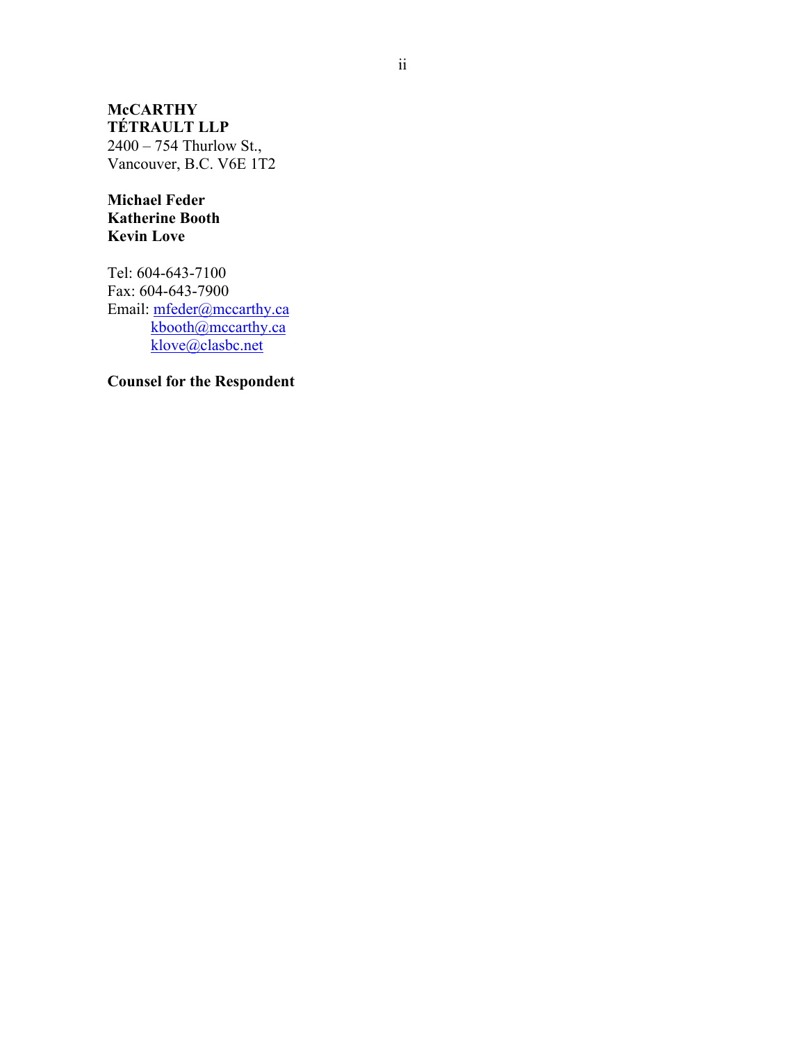**McCARTHY TÉTRAULT LLP**
2400 – 754 Thurlow St.,
Vancouver, B.C. V6E 1T2

**Michael Feder**
**Katherine Booth**
**Kevin Love**

Tel: 604-643-7100
Fax: 604-643-7900
Email: mfeder@mccarthy.ca
kbooth@mccarthy.ca
klove@clasbc.net

**Counsel for the Respondent**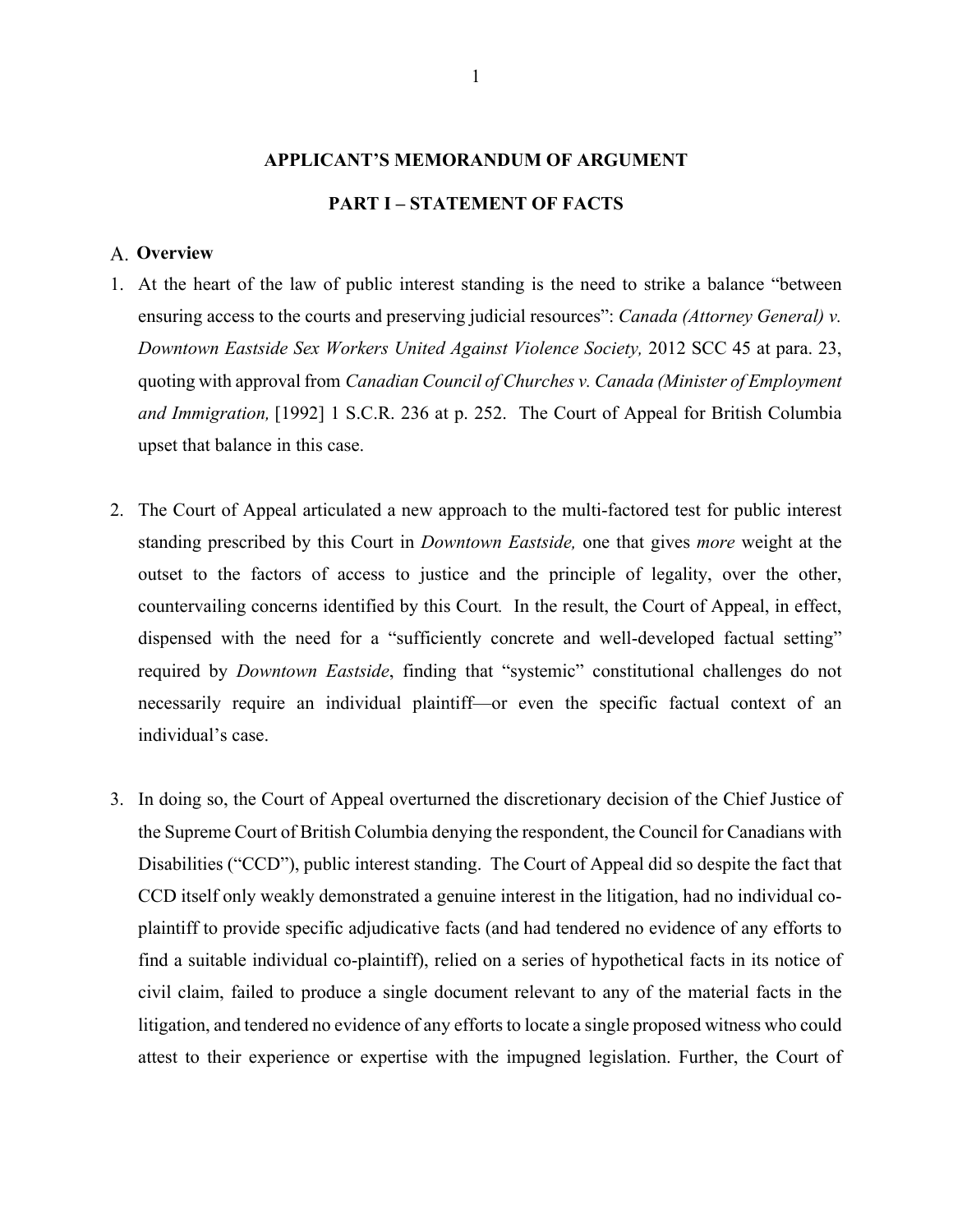## APPLICANT'S MEMORANDUM OF ARGUMENT

## PART I – STATEMENT OF FACTS

### A. Overview

1. At the heart of the law of public interest standing is the need to strike a balance "between ensuring access to the courts and preserving judicial resources": *Canada (Attorney General) v. Downtown Eastside Sex Workers United Against Violence Society,* 2012 SCC 45 at para. 23, quoting with approval from *Canadian Council of Churches v. Canada (Minister of Employment and Immigration,* [1992] 1 S.C.R. 236 at p. 252. The Court of Appeal for British Columbia upset that balance in this case.

2. The Court of Appeal articulated a new approach to the multi-factored test for public interest standing prescribed by this Court in *Downtown Eastside,* one that gives *more* weight at the outset to the factors of access to justice and the principle of legality, over the other, countervailing concerns identified by this Court*.* In the result, the Court of Appeal, in effect, dispensed with the need for a "sufficiently concrete and well-developed factual setting" required by *Downtown Eastside*, finding that "systemic" constitutional challenges do not necessarily require an individual plaintiff—or even the specific factual context of an individual's case.

3. In doing so, the Court of Appeal overturned the discretionary decision of the Chief Justice of the Supreme Court of British Columbia denying the respondent, the Council for Canadians with Disabilities ("CCD"), public interest standing. The Court of Appeal did so despite the fact that CCD itself only weakly demonstrated a genuine interest in the litigation, had no individual co-plaintiff to provide specific adjudicative facts (and had tendered no evidence of any efforts to find a suitable individual co-plaintiff), relied on a series of hypothetical facts in its notice of civil claim, failed to produce a single document relevant to any of the material facts in the litigation, and tendered no evidence of any efforts to locate a single proposed witness who could attest to their experience or expertise with the impugned legislation. Further, the Court of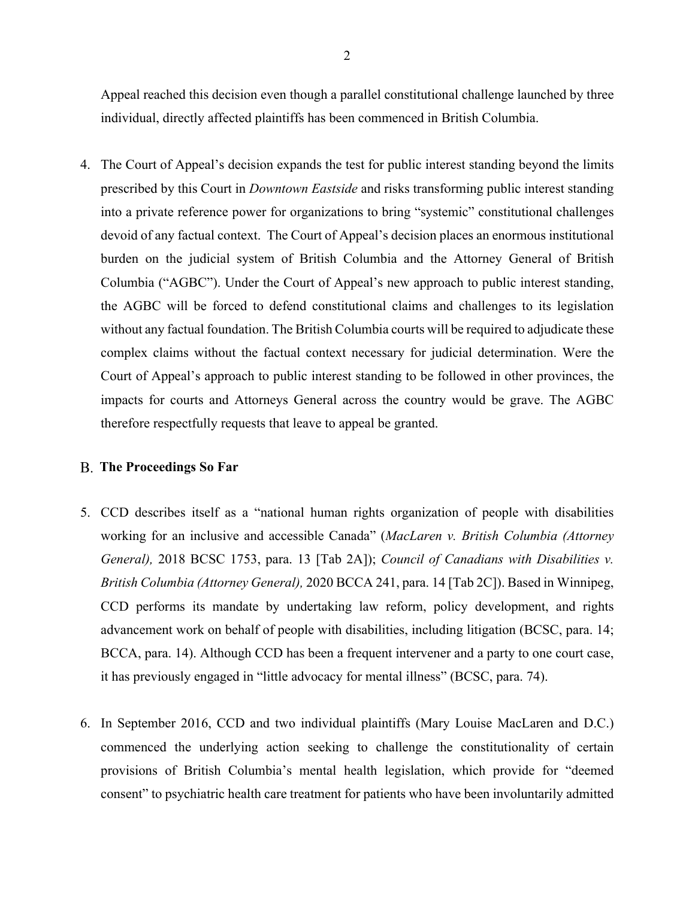Appeal reached this decision even though a parallel constitutional challenge launched by three individual, directly affected plaintiffs has been commenced in British Columbia.

4. The Court of Appeal's decision expands the test for public interest standing beyond the limits prescribed by this Court in *Downtown Eastside* and risks transforming public interest standing into a private reference power for organizations to bring "systemic" constitutional challenges devoid of any factual context. The Court of Appeal's decision places an enormous institutional burden on the judicial system of British Columbia and the Attorney General of British Columbia ("AGBC"). Under the Court of Appeal's new approach to public interest standing, the AGBC will be forced to defend constitutional claims and challenges to its legislation without any factual foundation. The British Columbia courts will be required to adjudicate these complex claims without the factual context necessary for judicial determination. Were the Court of Appeal's approach to public interest standing to be followed in other provinces, the impacts for courts and Attorneys General across the country would be grave. The AGBC therefore respectfully requests that leave to appeal be granted.

## B. The Proceedings So Far

5. CCD describes itself as a "national human rights organization of people with disabilities working for an inclusive and accessible Canada" (*MacLaren v. British Columbia (Attorney General),* 2018 BCSC 1753, para. 13 [Tab 2A]); *Council of Canadians with Disabilities v. British Columbia (Attorney General),* 2020 BCCA 241, para. 14 [Tab 2C]). Based in Winnipeg, CCD performs its mandate by undertaking law reform, policy development, and rights advancement work on behalf of people with disabilities, including litigation (BCSC, para. 14; BCCA, para. 14). Although CCD has been a frequent intervener and a party to one court case, it has previously engaged in "little advocacy for mental illness" (BCSC, para. 74).

6. In September 2016, CCD and two individual plaintiffs (Mary Louise MacLaren and D.C.) commenced the underlying action seeking to challenge the constitutionality of certain provisions of British Columbia's mental health legislation, which provide for "deemed consent" to psychiatric health care treatment for patients who have been involuntarily admitted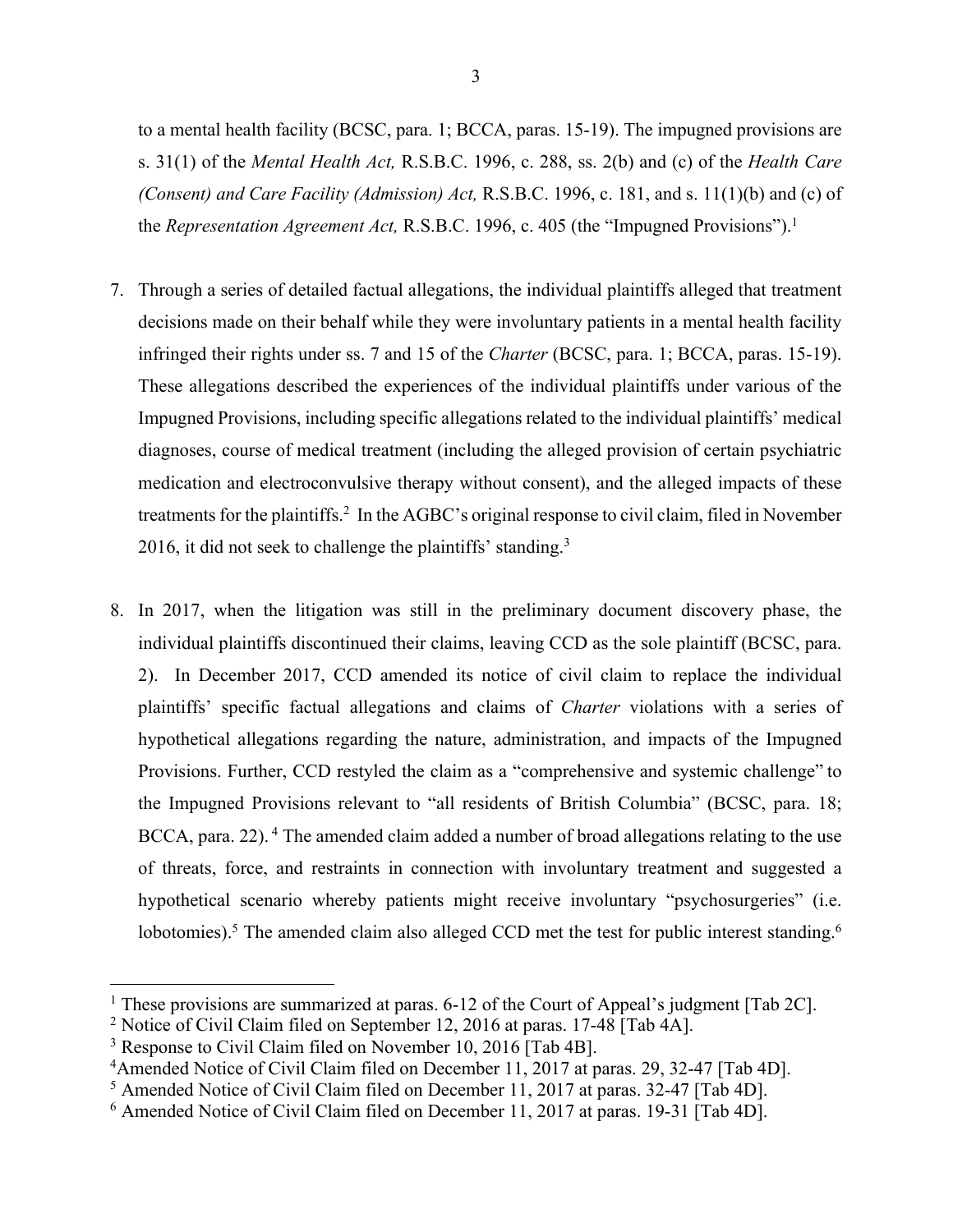to a mental health facility (BCSC, para. 1; BCCA, paras. 15-19). The impugned provisions are s. 31(1) of the *Mental Health Act,* R.S.B.C. 1996, c. 288, ss. 2(b) and (c) of the *Health Care (Consent) and Care Facility (Admission) Act,* R.S.B.C. 1996, c. 181, and s. 11(1)(b) and (c) of the *Representation Agreement Act,* R.S.B.C. 1996, c. 405 (the "Impugned Provisions").[1]

7. Through a series of detailed factual allegations, the individual plaintiffs alleged that treatment decisions made on their behalf while they were involuntary patients in a mental health facility infringed their rights under ss. 7 and 15 of the *Charter* (BCSC, para. 1; BCCA, paras. 15-19). These allegations described the experiences of the individual plaintiffs under various of the Impugned Provisions, including specific allegations related to the individual plaintiffs' medical diagnoses, course of medical treatment (including the alleged provision of certain psychiatric medication and electroconvulsive therapy without consent), and the alleged impacts of these treatments for the plaintiffs.[2] In the AGBC's original response to civil claim, filed in November 2016, it did not seek to challenge the plaintiffs' standing.[3]

8. In 2017, when the litigation was still in the preliminary document discovery phase, the individual plaintiffs discontinued their claims, leaving CCD as the sole plaintiff (BCSC, para. 2). In December 2017, CCD amended its notice of civil claim to replace the individual plaintiffs' specific factual allegations and claims of *Charter* violations with a series of hypothetical allegations regarding the nature, administration, and impacts of the Impugned Provisions. Further, CCD restyled the claim as a "comprehensive and systemic challenge" to the Impugned Provisions relevant to "all residents of British Columbia" (BCSC, para. 18; BCCA, para. 22).[4] The amended claim added a number of broad allegations relating to the use of threats, force, and restraints in connection with involuntary treatment and suggested a hypothetical scenario whereby patients might receive involuntary "psychosurgeries" (i.e. lobotomies).[5] The amended claim also alleged CCD met the test for public interest standing.[6]

---

[1] These provisions are summarized at paras. 6-12 of the Court of Appeal's judgment [Tab 2C].

[2] Notice of Civil Claim filed on September 12, 2016 at paras. 17-48 [Tab 4A].

[3] Response to Civil Claim filed on November 10, 2016 [Tab 4B].

[4] Amended Notice of Civil Claim filed on December 11, 2017 at paras. 29, 32-47 [Tab 4D].

[5] Amended Notice of Civil Claim filed on December 11, 2017 at paras. 32-47 [Tab 4D].

[6] Amended Notice of Civil Claim filed on December 11, 2017 at paras. 19-31 [Tab 4D].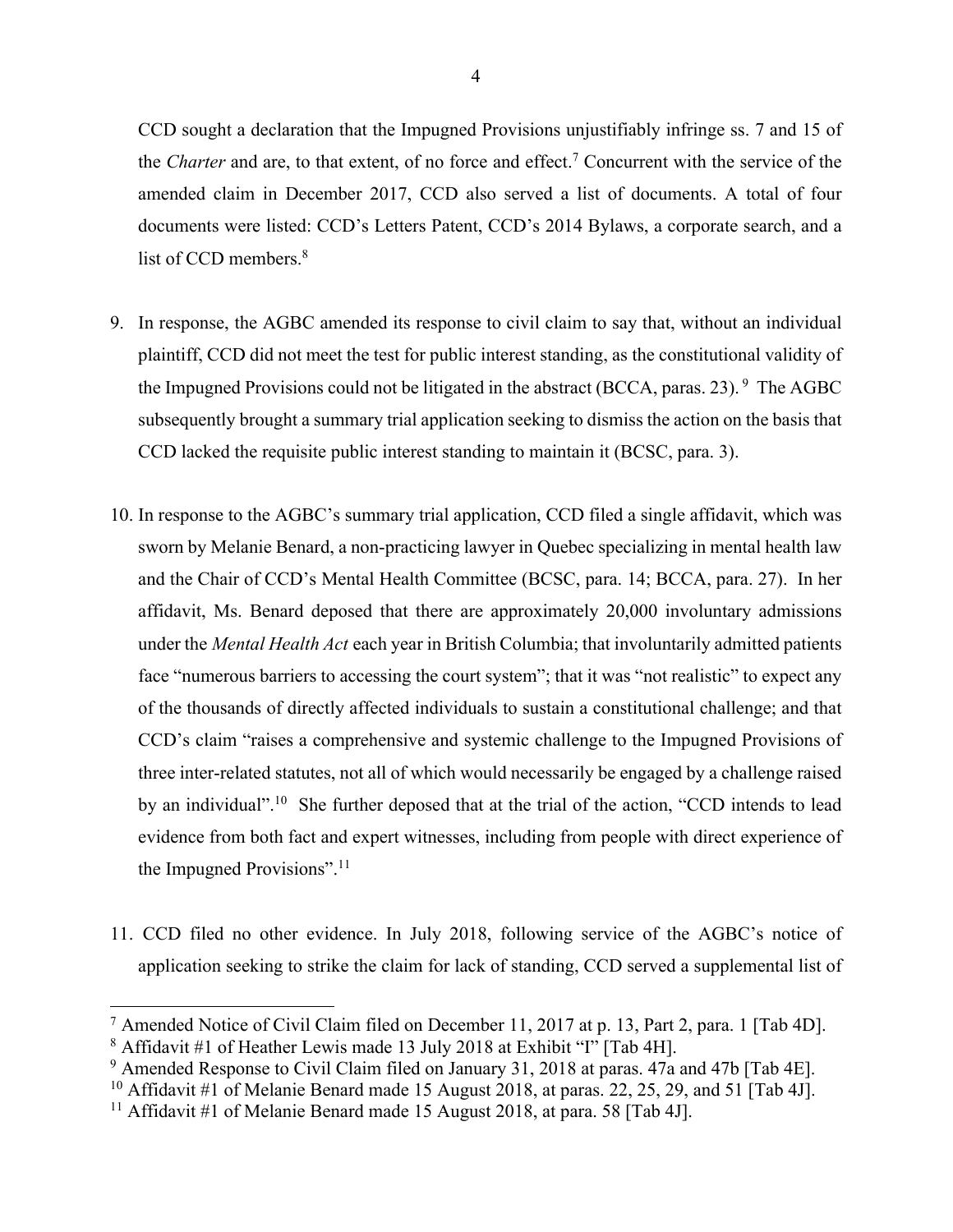CCD sought a declaration that the Impugned Provisions unjustifiably infringe ss. 7 and 15 of the *Charter* and are, to that extent, of no force and effect.[7] Concurrent with the service of the amended claim in December 2017, CCD also served a list of documents. A total of four documents were listed: CCD's Letters Patent, CCD's 2014 Bylaws, a corporate search, and a list of CCD members.[8]

9. In response, the AGBC amended its response to civil claim to say that, without an individual plaintiff, CCD did not meet the test for public interest standing, as the constitutional validity of the Impugned Provisions could not be litigated in the abstract (BCCA, paras. 23).[9] The AGBC subsequently brought a summary trial application seeking to dismiss the action on the basis that CCD lacked the requisite public interest standing to maintain it (BCSC, para. 3).

10. In response to the AGBC's summary trial application, CCD filed a single affidavit, which was sworn by Melanie Benard, a non-practicing lawyer in Quebec specializing in mental health law and the Chair of CCD's Mental Health Committee (BCSC, para. 14; BCCA, para. 27). In her affidavit, Ms. Benard deposed that there are approximately 20,000 involuntary admissions under the *Mental Health Act* each year in British Columbia; that involuntarily admitted patients face "numerous barriers to accessing the court system"; that it was "not realistic" to expect any of the thousands of directly affected individuals to sustain a constitutional challenge; and that CCD's claim "raises a comprehensive and systemic challenge to the Impugned Provisions of three inter-related statutes, not all of which would necessarily be engaged by a challenge raised by an individual".[10] She further deposed that at the trial of the action, "CCD intends to lead evidence from both fact and expert witnesses, including from people with direct experience of the Impugned Provisions".[11]

11. CCD filed no other evidence. In July 2018, following service of the AGBC's notice of application seeking to strike the claim for lack of standing, CCD served a supplemental list of

---

[7] Amended Notice of Civil Claim filed on December 11, 2017 at p. 13, Part 2, para. 1 [Tab 4D].

[8] Affidavit #1 of Heather Lewis made 13 July 2018 at Exhibit "I" [Tab 4H].

[9] Amended Response to Civil Claim filed on January 31, 2018 at paras. 47a and 47b [Tab 4E].

[10] Affidavit #1 of Melanie Benard made 15 August 2018, at paras. 22, 25, 29, and 51 [Tab 4J].

[11] Affidavit #1 of Melanie Benard made 15 August 2018, at para. 58 [Tab 4J].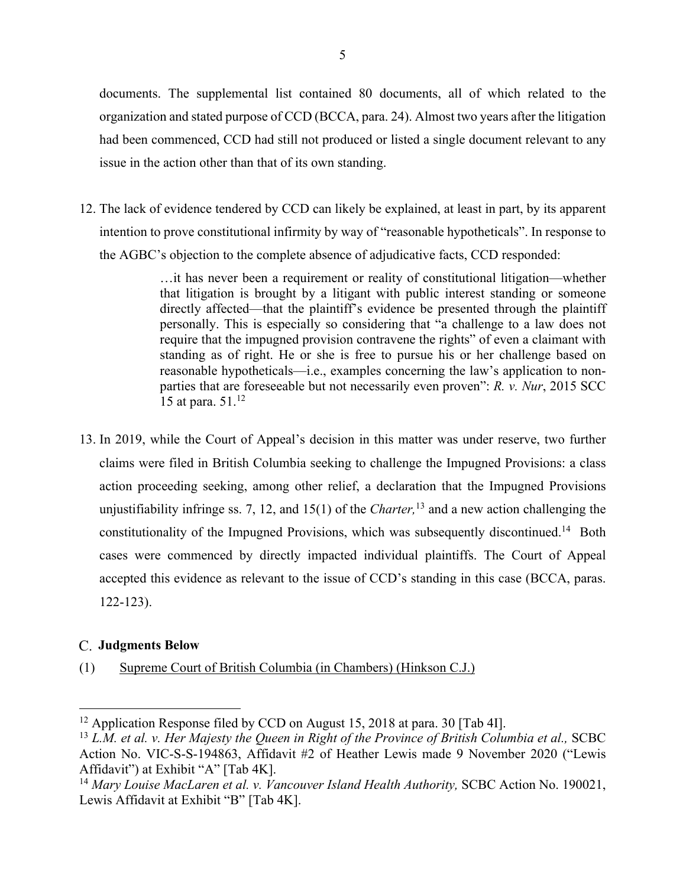documents. The supplemental list contained 80 documents, all of which related to the organization and stated purpose of CCD (BCCA, para. 24). Almost two years after the litigation had been commenced, CCD had still not produced or listed a single document relevant to any issue in the action other than that of its own standing.

12. The lack of evidence tendered by CCD can likely be explained, at least in part, by its apparent intention to prove constitutional infirmity by way of "reasonable hypotheticals". In response to the AGBC's objection to the complete absence of adjudicative facts, CCD responded:

> …it has never been a requirement or reality of constitutional litigation—whether that litigation is brought by a litigant with public interest standing or someone directly affected—that the plaintiff's evidence be presented through the plaintiff personally. This is especially so considering that "a challenge to a law does not require that the impugned provision contravene the rights" of even a claimant with standing as of right. He or she is free to pursue his or her challenge based on reasonable hypotheticals—i.e., examples concerning the law's application to non-parties that are foreseeable but not necessarily even proven": *R. v. Nur*, 2015 SCC 15 at para. 51.[12]

13. In 2019, while the Court of Appeal's decision in this matter was under reserve, two further claims were filed in British Columbia seeking to challenge the Impugned Provisions: a class action proceeding seeking, among other relief, a declaration that the Impugned Provisions unjustifiability infringe ss. 7, 12, and 15(1) of the *Charter,*[13] and a new action challenging the constitutionality of the Impugned Provisions, which was subsequently discontinued.[14] Both cases were commenced by directly impacted individual plaintiffs. The Court of Appeal accepted this evidence as relevant to the issue of CCD's standing in this case (BCCA, paras. 122-123).

## C. Judgments Below

(1) Supreme Court of British Columbia (in Chambers) (Hinkson C.J.)

---

[12] Application Response filed by CCD on August 15, 2018 at para. 30 [Tab 4I].

[13] *L.M. et al. v. Her Majesty the Queen in Right of the Province of British Columbia et al.,* SCBC Action No. VIC-S-S-194863, Affidavit #2 of Heather Lewis made 9 November 2020 ("Lewis Affidavit") at Exhibit "A" [Tab 4K].

[14] *Mary Louise MacLaren et al. v. Vancouver Island Health Authority,* SCBC Action No. 190021, Lewis Affidavit at Exhibit "B" [Tab 4K].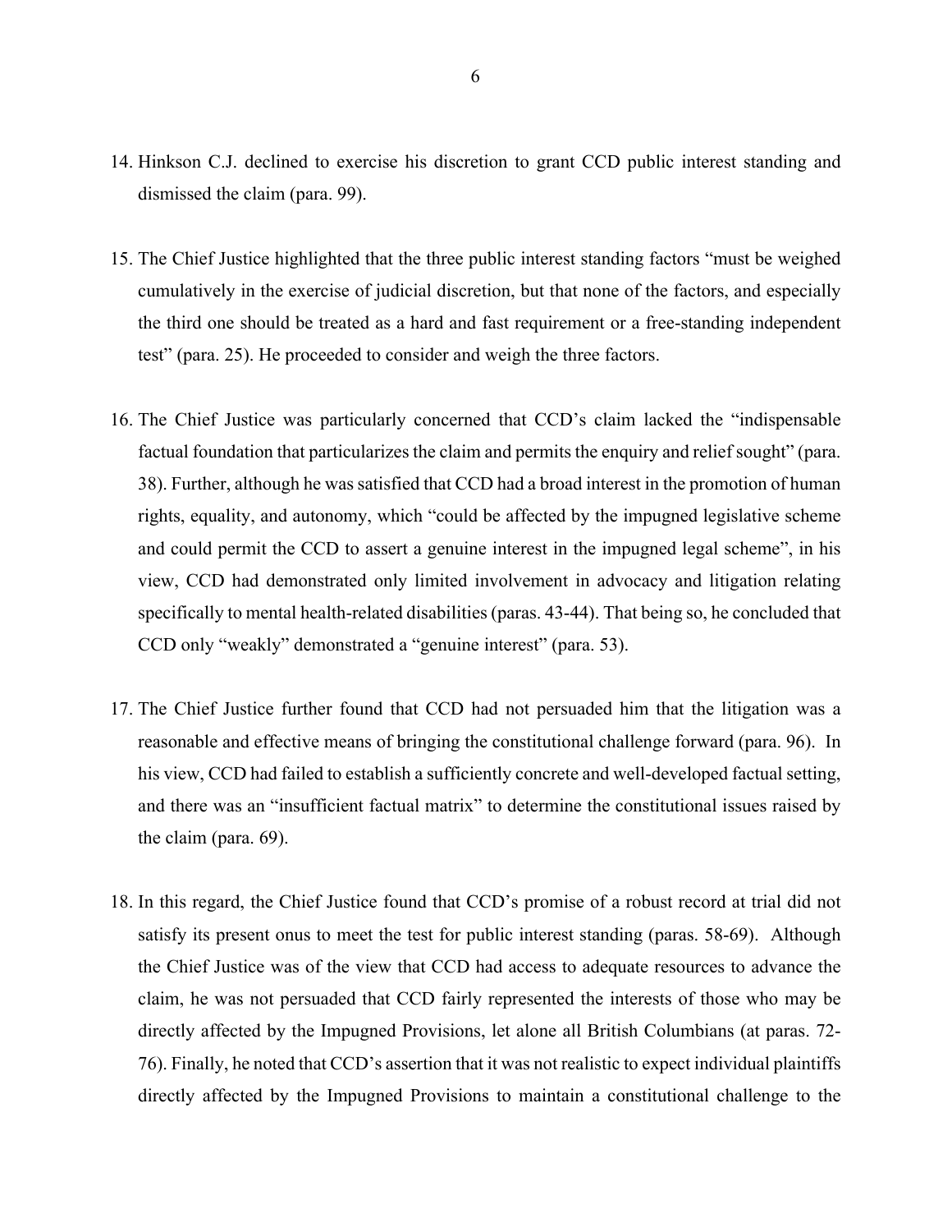14. Hinkson C.J. declined to exercise his discretion to grant CCD public interest standing and dismissed the claim (para. 99).

15. The Chief Justice highlighted that the three public interest standing factors "must be weighed cumulatively in the exercise of judicial discretion, but that none of the factors, and especially the third one should be treated as a hard and fast requirement or a free-standing independent test" (para. 25). He proceeded to consider and weigh the three factors.

16. The Chief Justice was particularly concerned that CCD's claim lacked the "indispensable factual foundation that particularizes the claim and permits the enquiry and relief sought" (para. 38). Further, although he was satisfied that CCD had a broad interest in the promotion of human rights, equality, and autonomy, which "could be affected by the impugned legislative scheme and could permit the CCD to assert a genuine interest in the impugned legal scheme", in his view, CCD had demonstrated only limited involvement in advocacy and litigation relating specifically to mental health-related disabilities (paras. 43-44). That being so, he concluded that CCD only "weakly" demonstrated a "genuine interest" (para. 53).

17. The Chief Justice further found that CCD had not persuaded him that the litigation was a reasonable and effective means of bringing the constitutional challenge forward (para. 96). In his view, CCD had failed to establish a sufficiently concrete and well-developed factual setting, and there was an "insufficient factual matrix" to determine the constitutional issues raised by the claim (para. 69).

18. In this regard, the Chief Justice found that CCD's promise of a robust record at trial did not satisfy its present onus to meet the test for public interest standing (paras. 58-69). Although the Chief Justice was of the view that CCD had access to adequate resources to advance the claim, he was not persuaded that CCD fairly represented the interests of those who may be directly affected by the Impugned Provisions, let alone all British Columbians (at paras. 72-76). Finally, he noted that CCD's assertion that it was not realistic to expect individual plaintiffs directly affected by the Impugned Provisions to maintain a constitutional challenge to the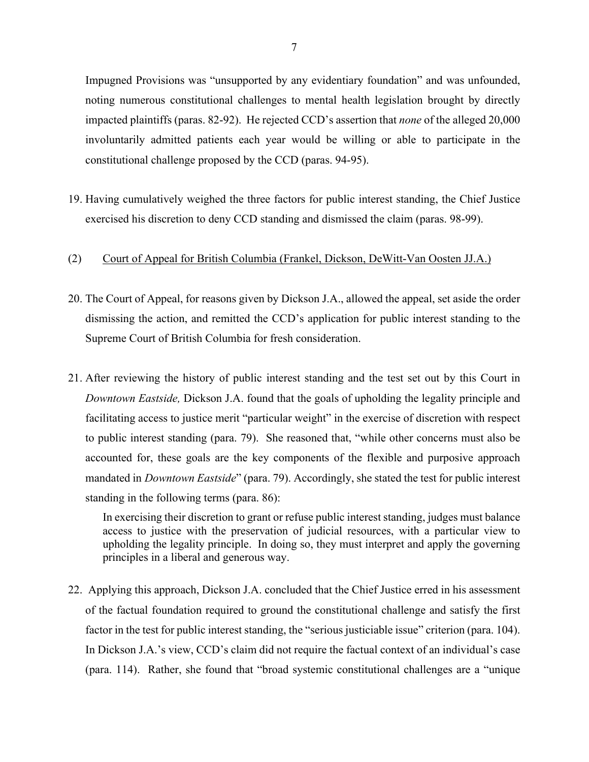Impugned Provisions was "unsupported by any evidentiary foundation" and was unfounded, noting numerous constitutional challenges to mental health legislation brought by directly impacted plaintiffs (paras. 82-92). He rejected CCD's assertion that *none* of the alleged 20,000 involuntarily admitted patients each year would be willing or able to participate in the constitutional challenge proposed by the CCD (paras. 94-95).

19. Having cumulatively weighed the three factors for public interest standing, the Chief Justice exercised his discretion to deny CCD standing and dismissed the claim (paras. 98-99).

(2) <u>Court of Appeal for British Columbia (Frankel, Dickson, DeWitt-Van Oosten JJ.A.)</u>

20. The Court of Appeal, for reasons given by Dickson J.A., allowed the appeal, set aside the order dismissing the action, and remitted the CCD's application for public interest standing to the Supreme Court of British Columbia for fresh consideration.

21. After reviewing the history of public interest standing and the test set out by this Court in *Downtown Eastside,* Dickson J.A. found that the goals of upholding the legality principle and facilitating access to justice merit "particular weight" in the exercise of discretion with respect to public interest standing (para. 79). She reasoned that, "while other concerns must also be accounted for, these goals are the key components of the flexible and purposive approach mandated in *Downtown Eastside*" (para. 79). Accordingly, she stated the test for public interest standing in the following terms (para. 86):

> In exercising their discretion to grant or refuse public interest standing, judges must balance access to justice with the preservation of judicial resources, with a particular view to upholding the legality principle. In doing so, they must interpret and apply the governing principles in a liberal and generous way.

22. Applying this approach, Dickson J.A. concluded that the Chief Justice erred in his assessment of the factual foundation required to ground the constitutional challenge and satisfy the first factor in the test for public interest standing, the "serious justiciable issue" criterion (para. 104). In Dickson J.A.'s view, CCD's claim did not require the factual context of an individual's case (para. 114). Rather, she found that "broad systemic constitutional challenges are a "unique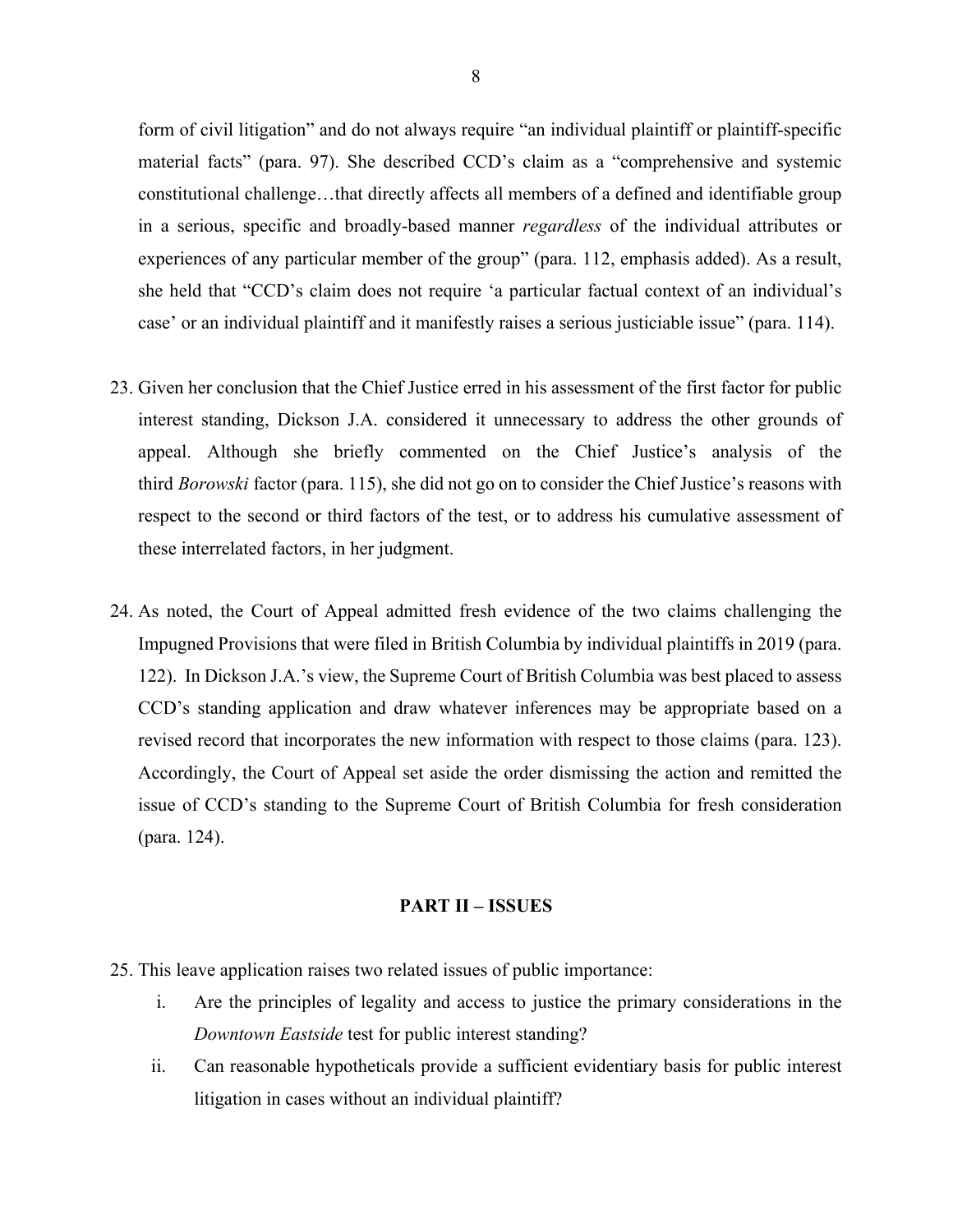form of civil litigation" and do not always require "an individual plaintiff or plaintiff-specific material facts" (para. 97). She described CCD's claim as a "comprehensive and systemic constitutional challenge…that directly affects all members of a defined and identifiable group in a serious, specific and broadly-based manner *regardless* of the individual attributes or experiences of any particular member of the group" (para. 112, emphasis added). As a result, she held that "CCD's claim does not require 'a particular factual context of an individual's case' or an individual plaintiff and it manifestly raises a serious justiciable issue" (para. 114).

23. Given her conclusion that the Chief Justice erred in his assessment of the first factor for public interest standing, Dickson J.A. considered it unnecessary to address the other grounds of appeal. Although she briefly commented on the Chief Justice's analysis of the third *Borowski* factor (para. 115), she did not go on to consider the Chief Justice's reasons with respect to the second or third factors of the test, or to address his cumulative assessment of these interrelated factors, in her judgment.

24. As noted, the Court of Appeal admitted fresh evidence of the two claims challenging the Impugned Provisions that were filed in British Columbia by individual plaintiffs in 2019 (para. 122). In Dickson J.A.'s view, the Supreme Court of British Columbia was best placed to assess CCD's standing application and draw whatever inferences may be appropriate based on a revised record that incorporates the new information with respect to those claims (para. 123). Accordingly, the Court of Appeal set aside the order dismissing the action and remitted the issue of CCD's standing to the Supreme Court of British Columbia for fresh consideration (para. 124).

## PART II – ISSUES

25. This leave application raises two related issues of public importance:

    i. Are the principles of legality and access to justice the primary considerations in the *Downtown Eastside* test for public interest standing?

    ii. Can reasonable hypotheticals provide a sufficient evidentiary basis for public interest litigation in cases without an individual plaintiff?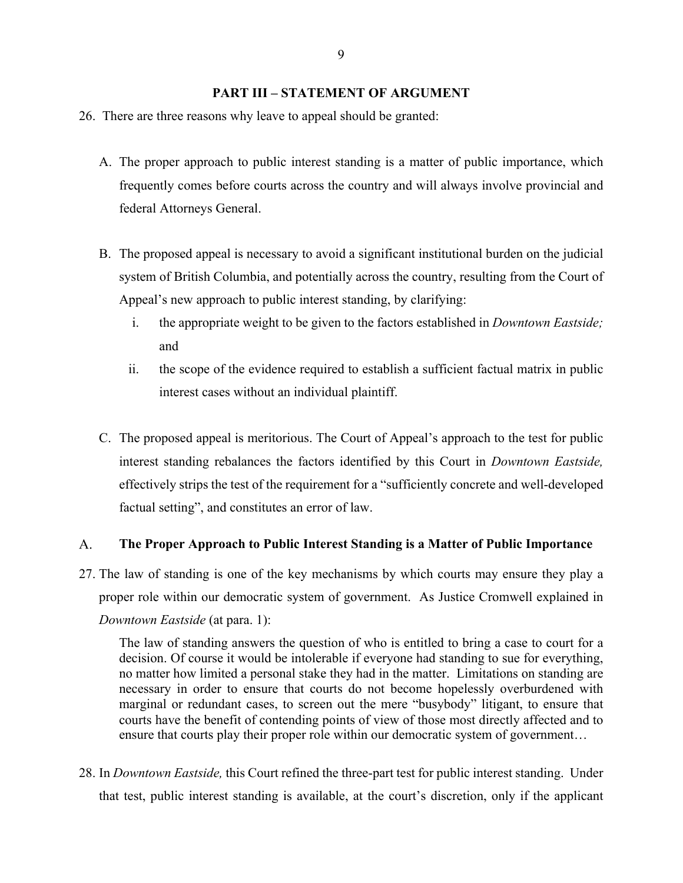## PART III – STATEMENT OF ARGUMENT

26. There are three reasons why leave to appeal should be granted:

    A. The proper approach to public interest standing is a matter of public importance, which frequently comes before courts across the country and will always involve provincial and federal Attorneys General.

    B. The proposed appeal is necessary to avoid a significant institutional burden on the judicial system of British Columbia, and potentially across the country, resulting from the Court of Appeal's new approach to public interest standing, by clarifying:

        i. the appropriate weight to be given to the factors established in *Downtown Eastside;* and

        ii. the scope of the evidence required to establish a sufficient factual matrix in public interest cases without an individual plaintiff.

    C. The proposed appeal is meritorious. The Court of Appeal's approach to the test for public interest standing rebalances the factors identified by this Court in *Downtown Eastside,* effectively strips the test of the requirement for a "sufficiently concrete and well-developed factual setting", and constitutes an error of law.

### A. The Proper Approach to Public Interest Standing is a Matter of Public Importance

27. The law of standing is one of the key mechanisms by which courts may ensure they play a proper role within our democratic system of government. As Justice Cromwell explained in *Downtown Eastside* (at para. 1):

> The law of standing answers the question of who is entitled to bring a case to court for a decision. Of course it would be intolerable if everyone had standing to sue for everything, no matter how limited a personal stake they had in the matter. Limitations on standing are necessary in order to ensure that courts do not become hopelessly overburdened with marginal or redundant cases, to screen out the mere "busybody" litigant, to ensure that courts have the benefit of contending points of view of those most directly affected and to ensure that courts play their proper role within our democratic system of government…

28. In *Downtown Eastside,* this Court refined the three-part test for public interest standing. Under that test, public interest standing is available, at the court's discretion, only if the applicant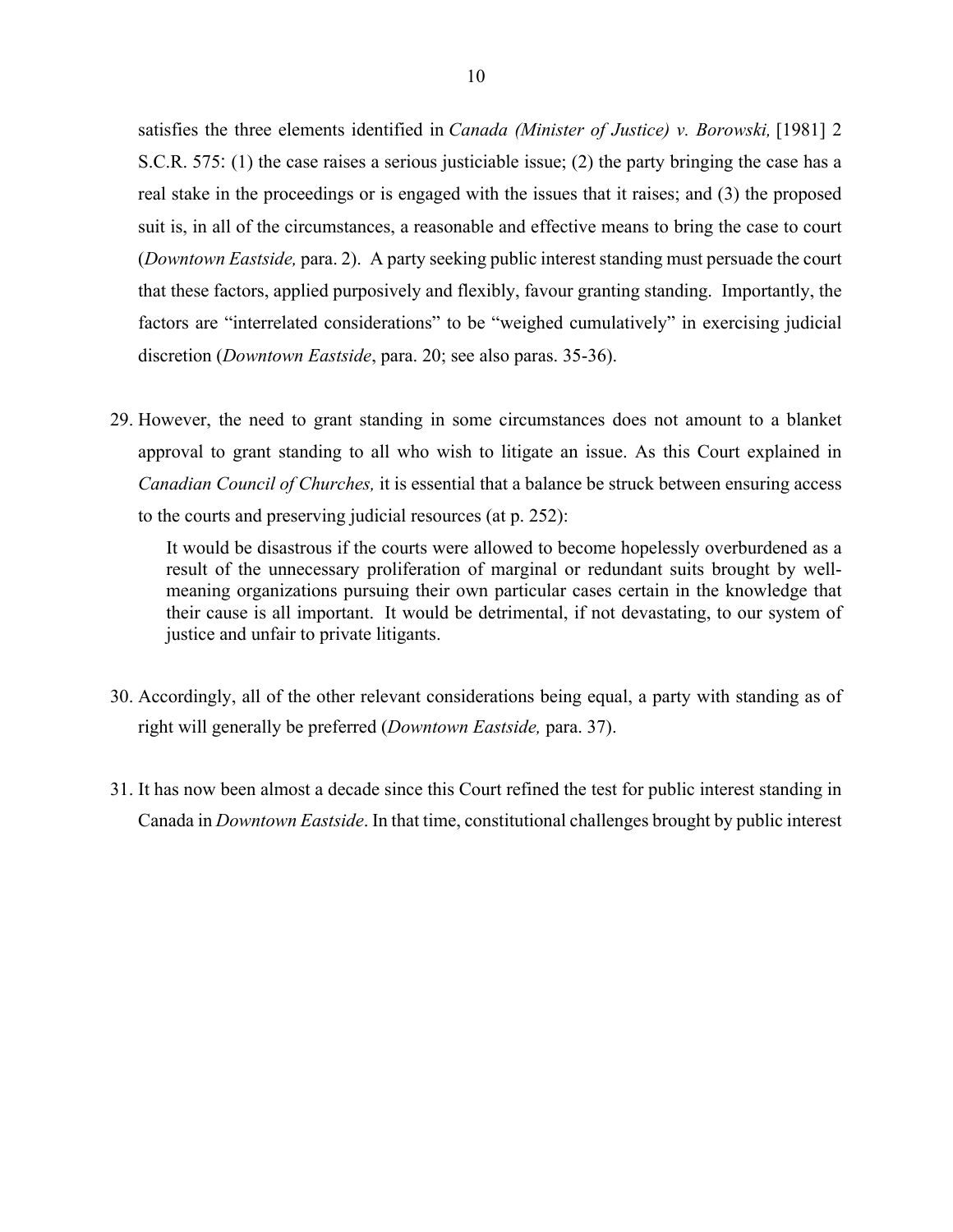satisfies the three elements identified in *Canada (Minister of Justice) v. Borowski,* [1981] 2 S.C.R. 575: (1) the case raises a serious justiciable issue; (2) the party bringing the case has a real stake in the proceedings or is engaged with the issues that it raises; and (3) the proposed suit is, in all of the circumstances, a reasonable and effective means to bring the case to court (*Downtown Eastside,* para. 2). A party seeking public interest standing must persuade the court that these factors, applied purposively and flexibly, favour granting standing. Importantly, the factors are "interrelated considerations" to be "weighed cumulatively" in exercising judicial discretion (*Downtown Eastside*, para. 20; see also paras. 35-36).

29. However, the need to grant standing in some circumstances does not amount to a blanket approval to grant standing to all who wish to litigate an issue. As this Court explained in *Canadian Council of Churches,* it is essential that a balance be struck between ensuring access to the courts and preserving judicial resources (at p. 252):

> It would be disastrous if the courts were allowed to become hopelessly overburdened as a result of the unnecessary proliferation of marginal or redundant suits brought by well-meaning organizations pursuing their own particular cases certain in the knowledge that their cause is all important. It would be detrimental, if not devastating, to our system of justice and unfair to private litigants.

30. Accordingly, all of the other relevant considerations being equal, a party with standing as of right will generally be preferred (*Downtown Eastside,* para. 37).

31. It has now been almost a decade since this Court refined the test for public interest standing in Canada in *Downtown Eastside*. In that time, constitutional challenges brought by public interest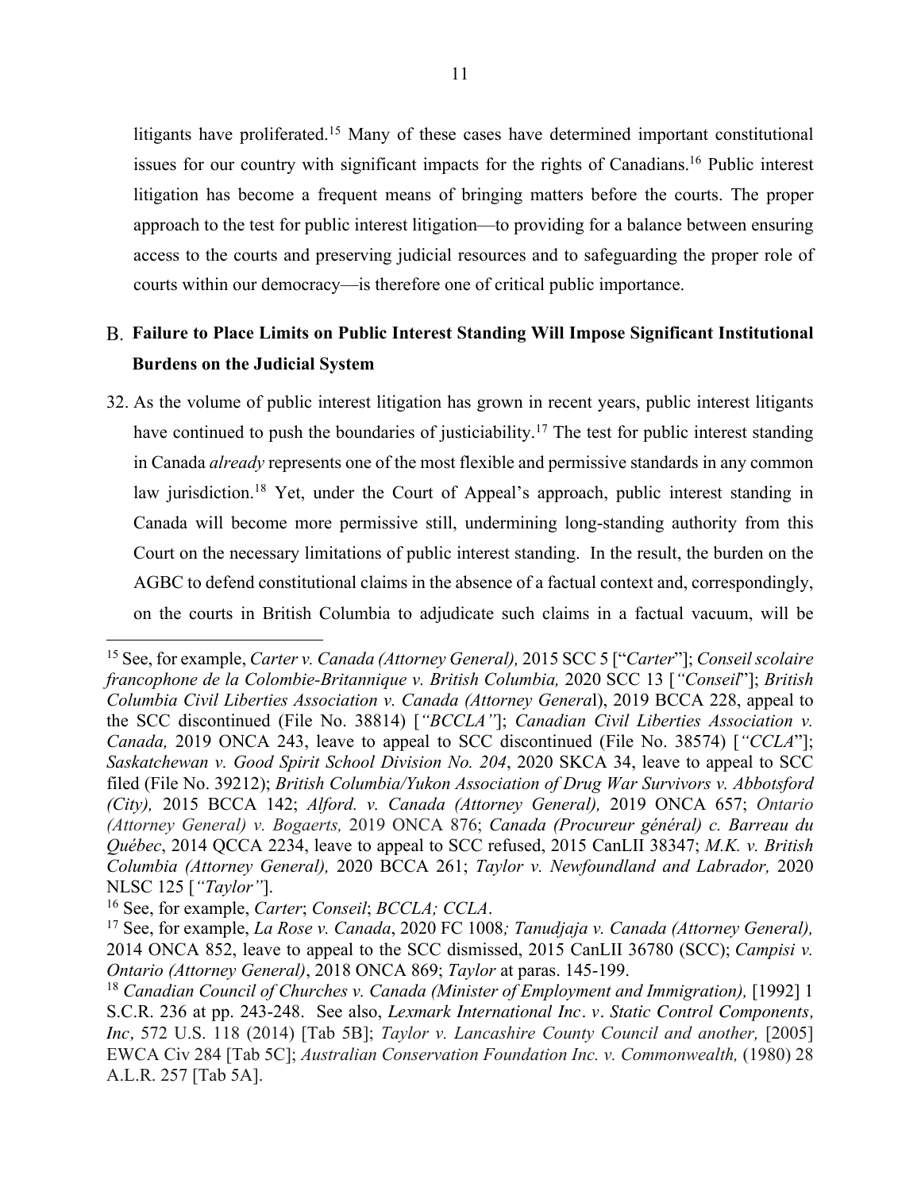litigants have proliferated.[15] Many of these cases have determined important constitutional issues for our country with significant impacts for the rights of Canadians.[16] Public interest litigation has become a frequent means of bringing matters before the courts. The proper approach to the test for public interest litigation—to providing for a balance between ensuring access to the courts and preserving judicial resources and to safeguarding the proper role of courts within our democracy—is therefore one of critical public importance.

## B. Failure to Place Limits on Public Interest Standing Will Impose Significant Institutional Burdens on the Judicial System

32. As the volume of public interest litigation has grown in recent years, public interest litigants have continued to push the boundaries of justiciability.[17] The test for public interest standing in Canada *already* represents one of the most flexible and permissive standards in any common law jurisdiction.[18] Yet, under the Court of Appeal's approach, public interest standing in Canada will become more permissive still, undermining long-standing authority from this Court on the necessary limitations of public interest standing. In the result, the burden on the AGBC to defend constitutional claims in the absence of a factual context and, correspondingly, on the courts in British Columbia to adjudicate such claims in a factual vacuum, will be

---

[15] See, for example, *Carter v. Canada (Attorney General),* 2015 SCC 5 ["*Carter*"]; *Conseil scolaire francophone de la Colombie-Britannique v. British Columbia,* 2020 SCC 13 [*"Conseil*"]; *British Columbia Civil Liberties Association v. Canada (Attorney Genera*l), 2019 BCCA 228, appeal to the SCC discontinued (File No. 38814) [*"BCCLA"*]; *Canadian Civil Liberties Association v. Canada,* 2019 ONCA 243, leave to appeal to SCC discontinued (File No. 38574) [*"CCLA*"]; *Saskatchewan v. Good Spirit School Division No. 204*, 2020 SKCA 34, leave to appeal to SCC filed (File No. 39212); *British Columbia/Yukon Association of Drug War Survivors v. Abbotsford (City),* 2015 BCCA 142; *Alford. v. Canada (Attorney General),* 2019 ONCA 657; *Ontario (Attorney General) v. Bogaerts,* 2019 ONCA 876; *Canada (Procureur général) c. Barreau du Québec*, 2014 QCCA 2234, leave to appeal to SCC refused, 2015 CanLII 38347; *M.K. v. British Columbia (Attorney General),* 2020 BCCA 261; *Taylor v. Newfoundland and Labrador,* 2020 NLSC 125 [*"Taylor"*].

[16] See, for example, *Carter*; *Conseil*; *BCCLA; CCLA*.

[17] See, for example, *La Rose v. Canada*, 2020 FC 1008*; Tanudjaja v. Canada (Attorney General),* 2014 ONCA 852, leave to appeal to the SCC dismissed, 2015 CanLII 36780 (SCC); *Campisi v. Ontario (Attorney General)*, 2018 ONCA 869; *Taylor* at paras. 145-199.

[18] *Canadian Council of Churches v. Canada (Minister of Employment and Immigration),* [1992] 1 S.C.R. 236 at pp. 243-248. See also, *Lexmark International Inc*. *v*. *Static Control Components, Inc*, 572 U.S. 118 (2014) [Tab 5B]; *Taylor v. Lancashire County Council and another,* [2005] EWCA Civ 284 [Tab 5C]; *Australian Conservation Foundation Inc. v. Commonwealth,* (1980) 28 A.L.R. 257 [Tab 5A].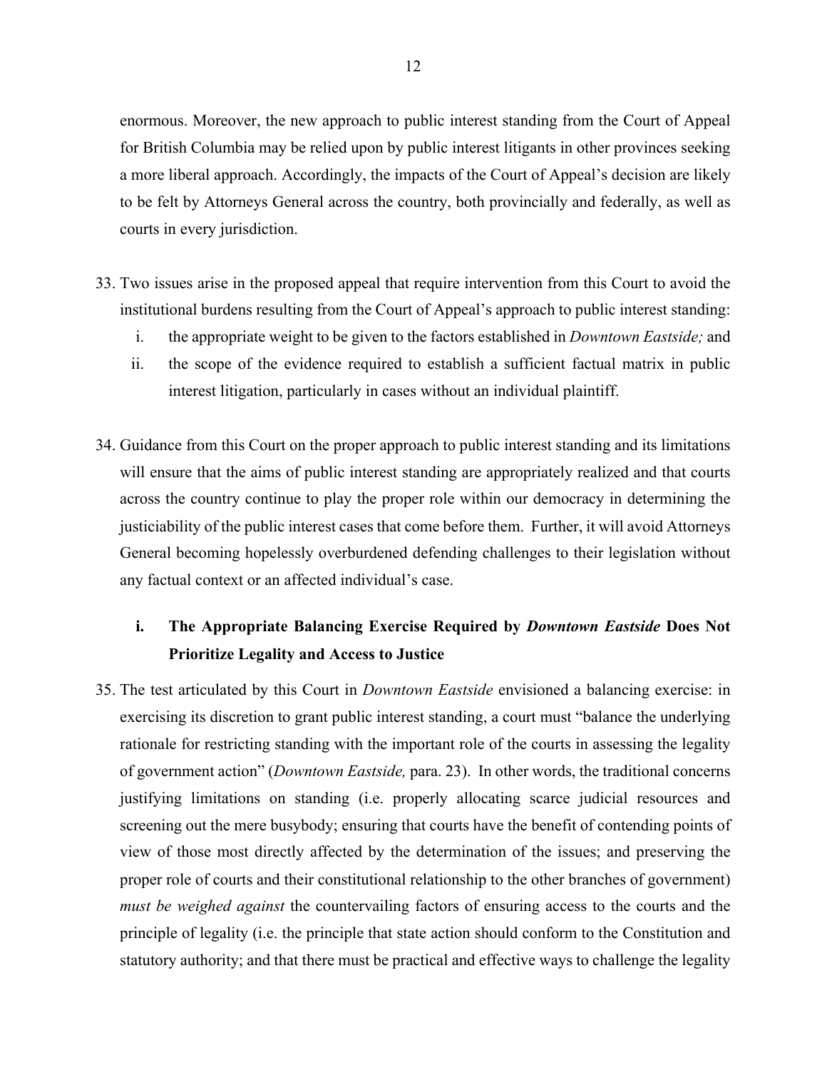enormous. Moreover, the new approach to public interest standing from the Court of Appeal for British Columbia may be relied upon by public interest litigants in other provinces seeking a more liberal approach. Accordingly, the impacts of the Court of Appeal's decision are likely to be felt by Attorneys General across the country, both provincially and federally, as well as courts in every jurisdiction.

33. Two issues arise in the proposed appeal that require intervention from this Court to avoid the institutional burdens resulting from the Court of Appeal's approach to public interest standing:
    i. the appropriate weight to be given to the factors established in *Downtown Eastside;* and
    ii. the scope of the evidence required to establish a sufficient factual matrix in public interest litigation, particularly in cases without an individual plaintiff.

34. Guidance from this Court on the proper approach to public interest standing and its limitations will ensure that the aims of public interest standing are appropriately realized and that courts across the country continue to play the proper role within our democracy in determining the justiciability of the public interest cases that come before them. Further, it will avoid Attorneys General becoming hopelessly overburdened defending challenges to their legislation without any factual context or an affected individual's case.

### i. The Appropriate Balancing Exercise Required by *Downtown Eastside* Does Not Prioritize Legality and Access to Justice

35. The test articulated by this Court in *Downtown Eastside* envisioned a balancing exercise: in exercising its discretion to grant public interest standing, a court must "balance the underlying rationale for restricting standing with the important role of the courts in assessing the legality of government action" (*Downtown Eastside,* para. 23). In other words, the traditional concerns justifying limitations on standing (i.e. properly allocating scarce judicial resources and screening out the mere busybody; ensuring that courts have the benefit of contending points of view of those most directly affected by the determination of the issues; and preserving the proper role of courts and their constitutional relationship to the other branches of government) *must be weighed against* the countervailing factors of ensuring access to the courts and the principle of legality (i.e. the principle that state action should conform to the Constitution and statutory authority; and that there must be practical and effective ways to challenge the legality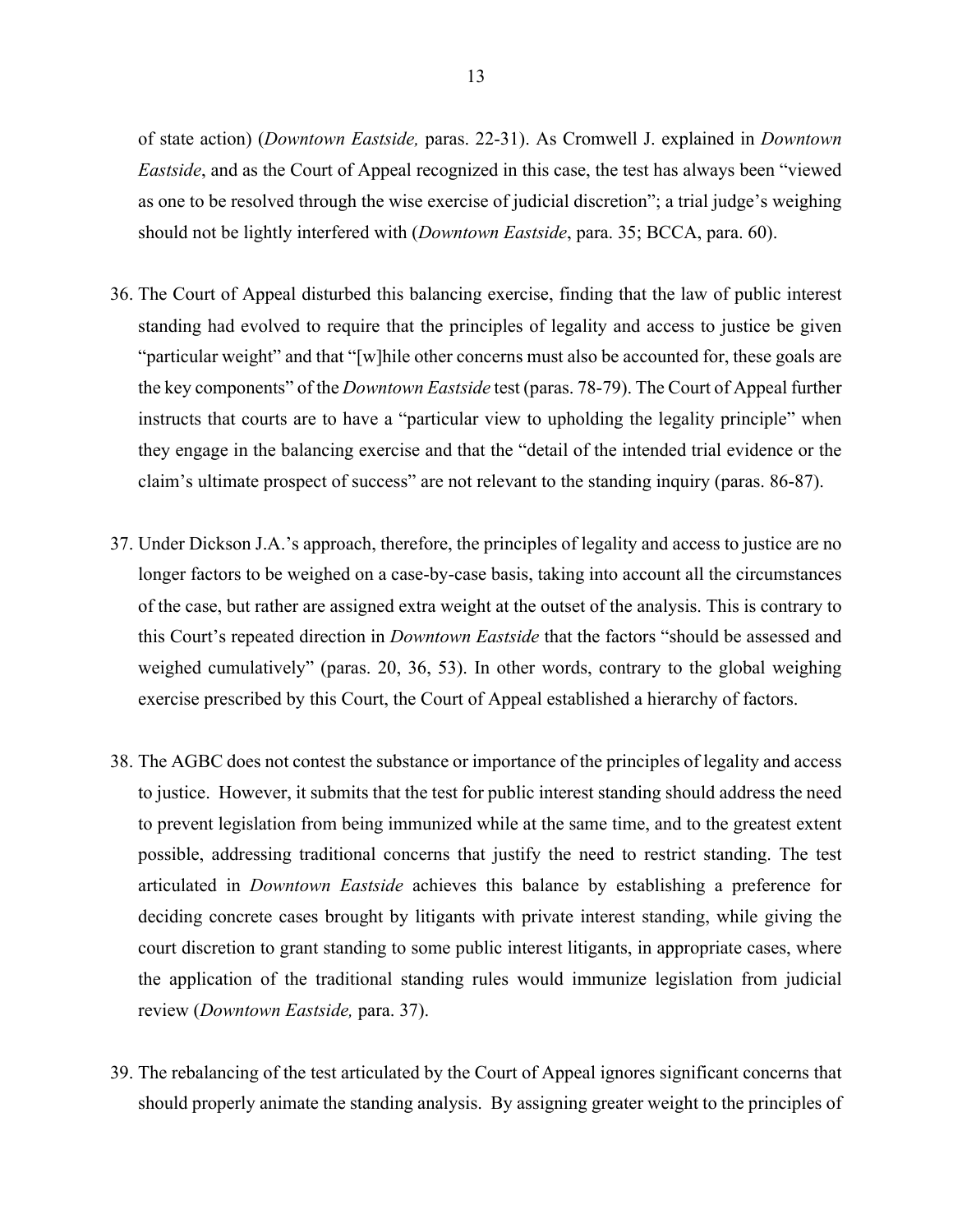of state action) (*Downtown Eastside,* paras. 22-31). As Cromwell J. explained in *Downtown Eastside*, and as the Court of Appeal recognized in this case, the test has always been "viewed as one to be resolved through the wise exercise of judicial discretion"; a trial judge's weighing should not be lightly interfered with (*Downtown Eastside*, para. 35; BCCA, para. 60).

36. The Court of Appeal disturbed this balancing exercise, finding that the law of public interest standing had evolved to require that the principles of legality and access to justice be given "particular weight" and that "[w]hile other concerns must also be accounted for, these goals are the key components" of the *Downtown Eastside* test (paras. 78-79). The Court of Appeal further instructs that courts are to have a "particular view to upholding the legality principle" when they engage in the balancing exercise and that the "detail of the intended trial evidence or the claim's ultimate prospect of success" are not relevant to the standing inquiry (paras. 86-87).

37. Under Dickson J.A.'s approach, therefore, the principles of legality and access to justice are no longer factors to be weighed on a case-by-case basis, taking into account all the circumstances of the case, but rather are assigned extra weight at the outset of the analysis. This is contrary to this Court's repeated direction in *Downtown Eastside* that the factors "should be assessed and weighed cumulatively" (paras. 20, 36, 53). In other words, contrary to the global weighing exercise prescribed by this Court, the Court of Appeal established a hierarchy of factors.

38. The AGBC does not contest the substance or importance of the principles of legality and access to justice. However, it submits that the test for public interest standing should address the need to prevent legislation from being immunized while at the same time, and to the greatest extent possible, addressing traditional concerns that justify the need to restrict standing. The test articulated in *Downtown Eastside* achieves this balance by establishing a preference for deciding concrete cases brought by litigants with private interest standing, while giving the court discretion to grant standing to some public interest litigants, in appropriate cases, where the application of the traditional standing rules would immunize legislation from judicial review (*Downtown Eastside,* para. 37).

39. The rebalancing of the test articulated by the Court of Appeal ignores significant concerns that should properly animate the standing analysis. By assigning greater weight to the principles of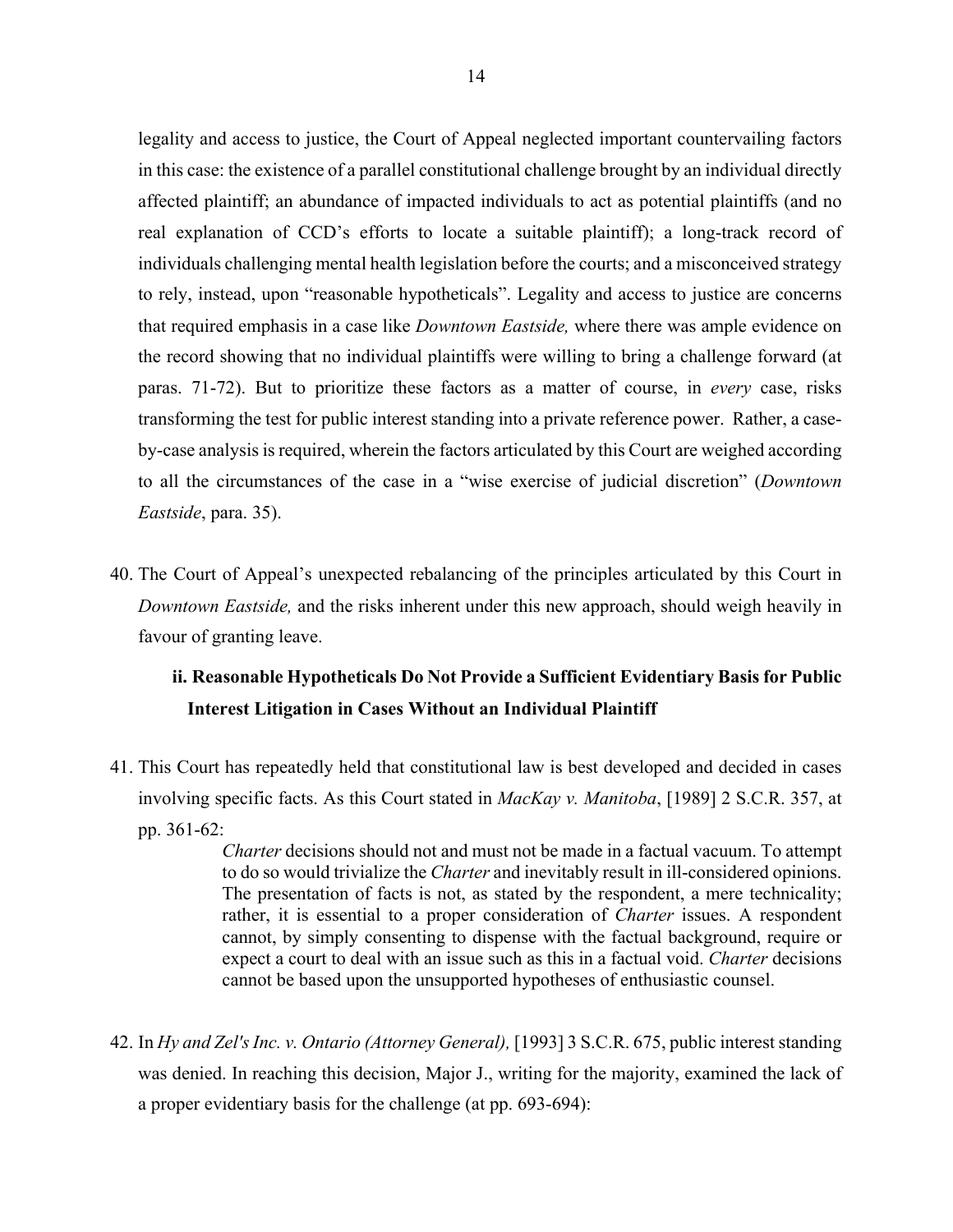legality and access to justice, the Court of Appeal neglected important countervailing factors in this case: the existence of a parallel constitutional challenge brought by an individual directly affected plaintiff; an abundance of impacted individuals to act as potential plaintiffs (and no real explanation of CCD's efforts to locate a suitable plaintiff); a long-track record of individuals challenging mental health legislation before the courts; and a misconceived strategy to rely, instead, upon "reasonable hypotheticals". Legality and access to justice are concerns that required emphasis in a case like *Downtown Eastside,* where there was ample evidence on the record showing that no individual plaintiffs were willing to bring a challenge forward (at paras. 71-72). But to prioritize these factors as a matter of course, in *every* case, risks transforming the test for public interest standing into a private reference power. Rather, a case-by-case analysis is required, wherein the factors articulated by this Court are weighed according to all the circumstances of the case in a "wise exercise of judicial discretion" (*Downtown Eastside*, para. 35).

40. The Court of Appeal's unexpected rebalancing of the principles articulated by this Court in *Downtown Eastside,* and the risks inherent under this new approach, should weigh heavily in favour of granting leave.

### ii. Reasonable Hypotheticals Do Not Provide a Sufficient Evidentiary Basis for Public Interest Litigation in Cases Without an Individual Plaintiff

41. This Court has repeatedly held that constitutional law is best developed and decided in cases involving specific facts. As this Court stated in *MacKay v. Manitoba*, [1989] 2 S.C.R. 357, at pp. 361-62:

> *Charter* decisions should not and must not be made in a factual vacuum. To attempt to do so would trivialize the *Charter* and inevitably result in ill-considered opinions. The presentation of facts is not, as stated by the respondent, a mere technicality; rather, it is essential to a proper consideration of *Charter* issues. A respondent cannot, by simply consenting to dispense with the factual background, require or expect a court to deal with an issue such as this in a factual void. *Charter* decisions cannot be based upon the unsupported hypotheses of enthusiastic counsel.

42. In *Hy and Zel's Inc. v. Ontario (Attorney General),* [1993] 3 S.C.R. 675, public interest standing was denied. In reaching this decision, Major J., writing for the majority, examined the lack of a proper evidentiary basis for the challenge (at pp. 693-694):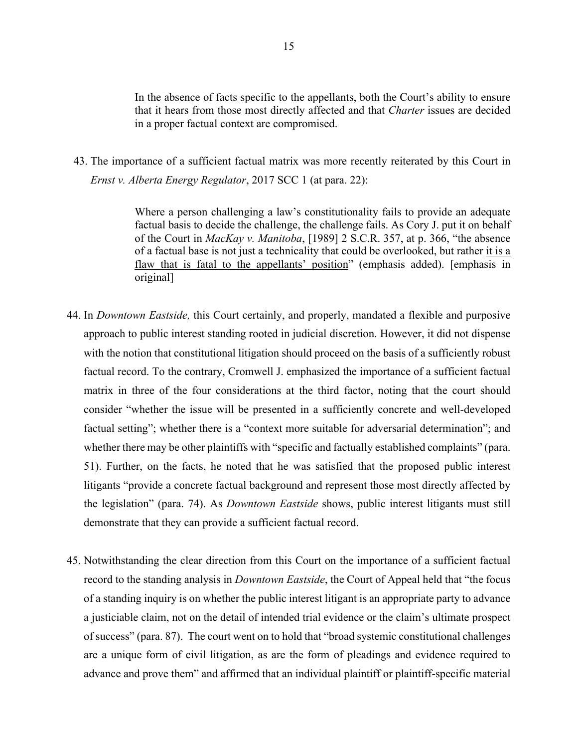> In the absence of facts specific to the appellants, both the Court's ability to ensure that it hears from those most directly affected and that *Charter* issues are decided in a proper factual context are compromised.

43. The importance of a sufficient factual matrix was more recently reiterated by this Court in *Ernst v. Alberta Energy Regulator*, 2017 SCC 1 (at para. 22):

> Where a person challenging a law's constitutionality fails to provide an adequate factual basis to decide the challenge, the challenge fails. As Cory J. put it on behalf of the Court in *MacKay v. Manitoba*, [1989] 2 S.C.R. 357, at p. 366, "the absence of a factual base is not just a technicality that could be overlooked, but rather <u>it is a flaw that is fatal to the appellants' position</u>" (emphasis added). [emphasis in original]

44. In *Downtown Eastside,* this Court certainly, and properly, mandated a flexible and purposive approach to public interest standing rooted in judicial discretion. However, it did not dispense with the notion that constitutional litigation should proceed on the basis of a sufficiently robust factual record. To the contrary, Cromwell J. emphasized the importance of a sufficient factual matrix in three of the four considerations at the third factor, noting that the court should consider "whether the issue will be presented in a sufficiently concrete and well-developed factual setting"; whether there is a "context more suitable for adversarial determination"; and whether there may be other plaintiffs with "specific and factually established complaints" (para. 51). Further, on the facts, he noted that he was satisfied that the proposed public interest litigants "provide a concrete factual background and represent those most directly affected by the legislation" (para. 74). As *Downtown Eastside* shows, public interest litigants must still demonstrate that they can provide a sufficient factual record.

45. Notwithstanding the clear direction from this Court on the importance of a sufficient factual record to the standing analysis in *Downtown Eastside*, the Court of Appeal held that "the focus of a standing inquiry is on whether the public interest litigant is an appropriate party to advance a justiciable claim, not on the detail of intended trial evidence or the claim's ultimate prospect of success" (para. 87). The court went on to hold that "broad systemic constitutional challenges are a unique form of civil litigation, as are the form of pleadings and evidence required to advance and prove them" and affirmed that an individual plaintiff or plaintiff-specific material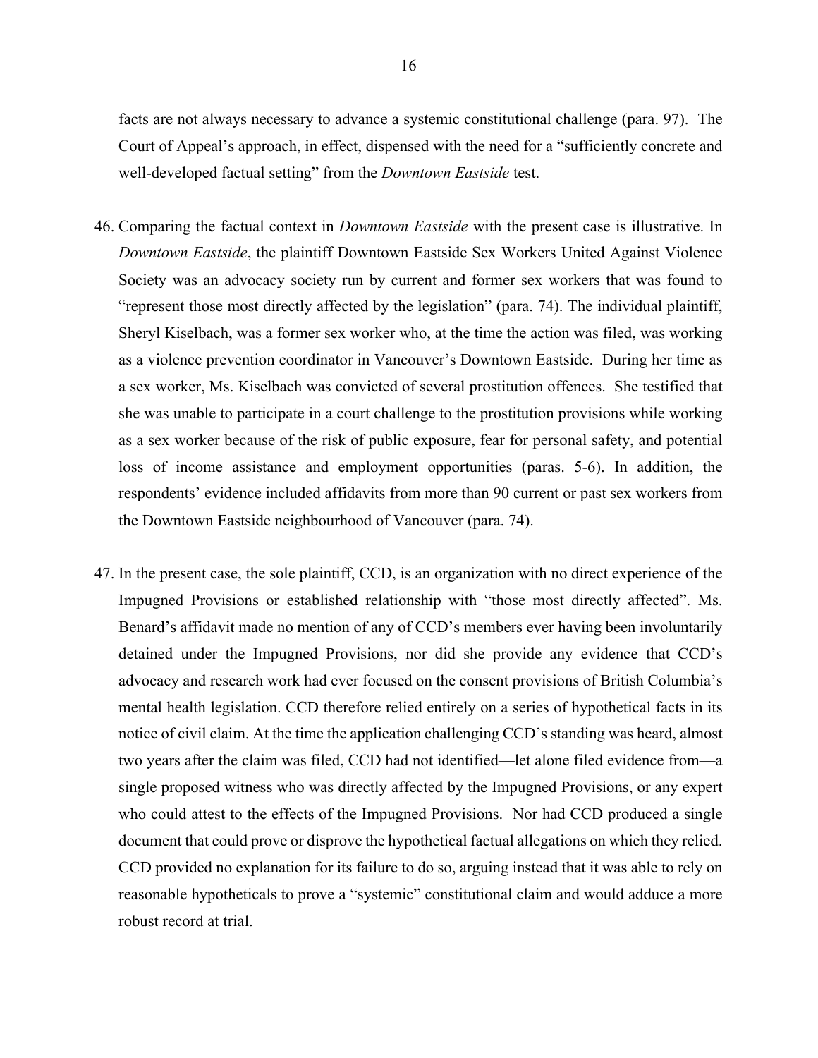facts are not always necessary to advance a systemic constitutional challenge (para. 97). The Court of Appeal's approach, in effect, dispensed with the need for a "sufficiently concrete and well-developed factual setting" from the *Downtown Eastside* test.

46. Comparing the factual context in *Downtown Eastside* with the present case is illustrative. In *Downtown Eastside*, the plaintiff Downtown Eastside Sex Workers United Against Violence Society was an advocacy society run by current and former sex workers that was found to "represent those most directly affected by the legislation" (para. 74). The individual plaintiff, Sheryl Kiselbach, was a former sex worker who, at the time the action was filed, was working as a violence prevention coordinator in Vancouver's Downtown Eastside. During her time as a sex worker, Ms. Kiselbach was convicted of several prostitution offences. She testified that she was unable to participate in a court challenge to the prostitution provisions while working as a sex worker because of the risk of public exposure, fear for personal safety, and potential loss of income assistance and employment opportunities (paras. 5-6). In addition, the respondents' evidence included affidavits from more than 90 current or past sex workers from the Downtown Eastside neighbourhood of Vancouver (para. 74).

47. In the present case, the sole plaintiff, CCD, is an organization with no direct experience of the Impugned Provisions or established relationship with "those most directly affected". Ms. Benard's affidavit made no mention of any of CCD's members ever having been involuntarily detained under the Impugned Provisions, nor did she provide any evidence that CCD's advocacy and research work had ever focused on the consent provisions of British Columbia's mental health legislation. CCD therefore relied entirely on a series of hypothetical facts in its notice of civil claim. At the time the application challenging CCD's standing was heard, almost two years after the claim was filed, CCD had not identified—let alone filed evidence from—a single proposed witness who was directly affected by the Impugned Provisions, or any expert who could attest to the effects of the Impugned Provisions. Nor had CCD produced a single document that could prove or disprove the hypothetical factual allegations on which they relied. CCD provided no explanation for its failure to do so, arguing instead that it was able to rely on reasonable hypotheticals to prove a "systemic" constitutional claim and would adduce a more robust record at trial.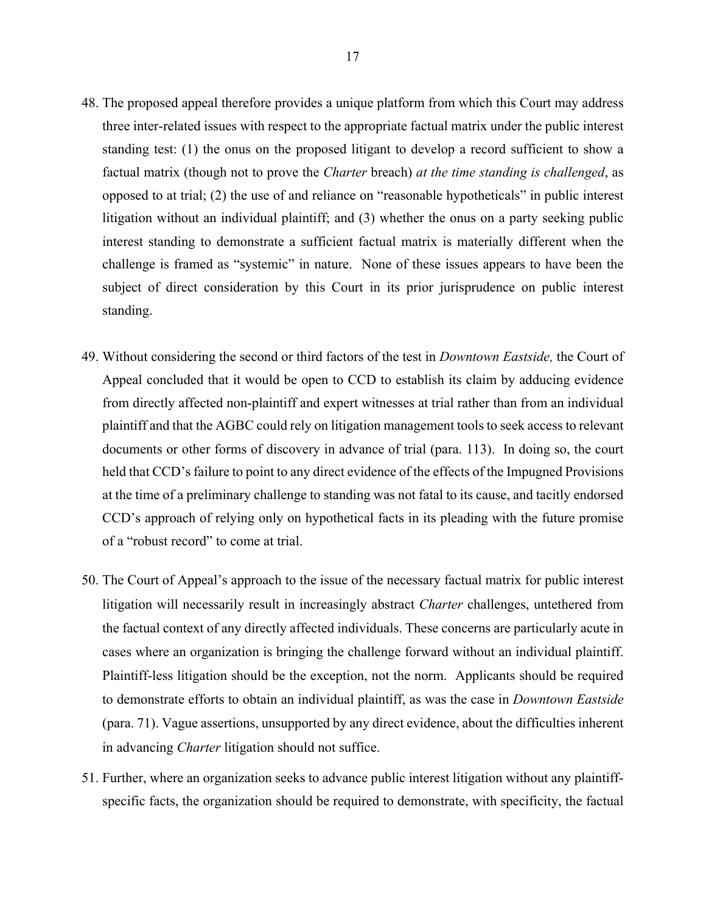48. The proposed appeal therefore provides a unique platform from which this Court may address three inter-related issues with respect to the appropriate factual matrix under the public interest standing test: (1) the onus on the proposed litigant to develop a record sufficient to show a factual matrix (though not to prove the *Charter* breach) *at the time standing is challenged*, as opposed to at trial; (2) the use of and reliance on "reasonable hypotheticals" in public interest litigation without an individual plaintiff; and (3) whether the onus on a party seeking public interest standing to demonstrate a sufficient factual matrix is materially different when the challenge is framed as "systemic" in nature. None of these issues appears to have been the subject of direct consideration by this Court in its prior jurisprudence on public interest standing.

49. Without considering the second or third factors of the test in *Downtown Eastside,* the Court of Appeal concluded that it would be open to CCD to establish its claim by adducing evidence from directly affected non-plaintiff and expert witnesses at trial rather than from an individual plaintiff and that the AGBC could rely on litigation management tools to seek access to relevant documents or other forms of discovery in advance of trial (para. 113). In doing so, the court held that CCD's failure to point to any direct evidence of the effects of the Impugned Provisions at the time of a preliminary challenge to standing was not fatal to its cause, and tacitly endorsed CCD's approach of relying only on hypothetical facts in its pleading with the future promise of a "robust record" to come at trial.

50. The Court of Appeal's approach to the issue of the necessary factual matrix for public interest litigation will necessarily result in increasingly abstract *Charter* challenges, untethered from the factual context of any directly affected individuals. These concerns are particularly acute in cases where an organization is bringing the challenge forward without an individual plaintiff. Plaintiff-less litigation should be the exception, not the norm. Applicants should be required to demonstrate efforts to obtain an individual plaintiff, as was the case in *Downtown Eastside* (para. 71). Vague assertions, unsupported by any direct evidence, about the difficulties inherent in advancing *Charter* litigation should not suffice.

51. Further, where an organization seeks to advance public interest litigation without any plaintiff-specific facts, the organization should be required to demonstrate, with specificity, the factual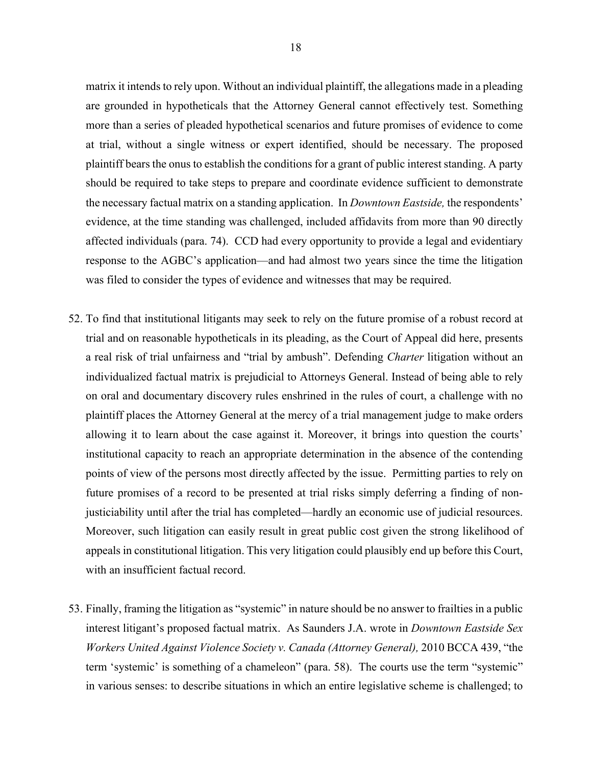matrix it intends to rely upon. Without an individual plaintiff, the allegations made in a pleading are grounded in hypotheticals that the Attorney General cannot effectively test. Something more than a series of pleaded hypothetical scenarios and future promises of evidence to come at trial, without a single witness or expert identified, should be necessary. The proposed plaintiff bears the onus to establish the conditions for a grant of public interest standing. A party should be required to take steps to prepare and coordinate evidence sufficient to demonstrate the necessary factual matrix on a standing application. In *Downtown Eastside,* the respondents' evidence, at the time standing was challenged, included affidavits from more than 90 directly affected individuals (para. 74). CCD had every opportunity to provide a legal and evidentiary response to the AGBC's application—and had almost two years since the time the litigation was filed to consider the types of evidence and witnesses that may be required.

52. To find that institutional litigants may seek to rely on the future promise of a robust record at trial and on reasonable hypotheticals in its pleading, as the Court of Appeal did here, presents a real risk of trial unfairness and "trial by ambush". Defending *Charter* litigation without an individualized factual matrix is prejudicial to Attorneys General. Instead of being able to rely on oral and documentary discovery rules enshrined in the rules of court, a challenge with no plaintiff places the Attorney General at the mercy of a trial management judge to make orders allowing it to learn about the case against it. Moreover, it brings into question the courts' institutional capacity to reach an appropriate determination in the absence of the contending points of view of the persons most directly affected by the issue. Permitting parties to rely on future promises of a record to be presented at trial risks simply deferring a finding of non-justiciability until after the trial has completed—hardly an economic use of judicial resources. Moreover, such litigation can easily result in great public cost given the strong likelihood of appeals in constitutional litigation. This very litigation could plausibly end up before this Court, with an insufficient factual record.

53. Finally, framing the litigation as "systemic" in nature should be no answer to frailties in a public interest litigant's proposed factual matrix. As Saunders J.A. wrote in *Downtown Eastside Sex Workers United Against Violence Society v. Canada (Attorney General),* 2010 BCCA 439, "the term 'systemic' is something of a chameleon" (para. 58). The courts use the term "systemic" in various senses: to describe situations in which an entire legislative scheme is challenged; to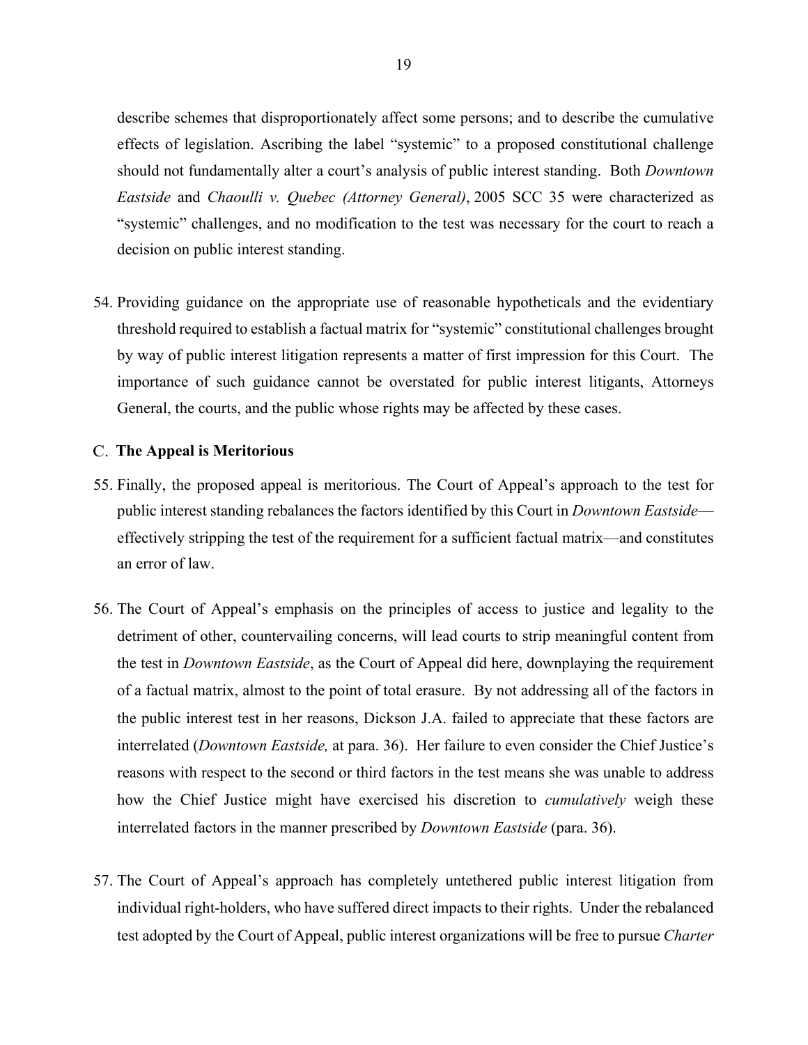describe schemes that disproportionately affect some persons; and to describe the cumulative effects of legislation. Ascribing the label "systemic" to a proposed constitutional challenge should not fundamentally alter a court's analysis of public interest standing. Both *Downtown Eastside* and *Chaoulli v. Quebec (Attorney General)*, 2005 SCC 35 were characterized as "systemic" challenges, and no modification to the test was necessary for the court to reach a decision on public interest standing.

54. Providing guidance on the appropriate use of reasonable hypotheticals and the evidentiary threshold required to establish a factual matrix for "systemic" constitutional challenges brought by way of public interest litigation represents a matter of first impression for this Court. The importance of such guidance cannot be overstated for public interest litigants, Attorneys General, the courts, and the public whose rights may be affected by these cases.

### C. The Appeal is Meritorious

55. Finally, the proposed appeal is meritorious. The Court of Appeal's approach to the test for public interest standing rebalances the factors identified by this Court in *Downtown Eastside*—effectively stripping the test of the requirement for a sufficient factual matrix—and constitutes an error of law.

56. The Court of Appeal's emphasis on the principles of access to justice and legality to the detriment of other, countervailing concerns, will lead courts to strip meaningful content from the test in *Downtown Eastside*, as the Court of Appeal did here, downplaying the requirement of a factual matrix, almost to the point of total erasure. By not addressing all of the factors in the public interest test in her reasons, Dickson J.A. failed to appreciate that these factors are interrelated (*Downtown Eastside,* at para. 36). Her failure to even consider the Chief Justice's reasons with respect to the second or third factors in the test means she was unable to address how the Chief Justice might have exercised his discretion to *cumulatively* weigh these interrelated factors in the manner prescribed by *Downtown Eastside* (para. 36).

57. The Court of Appeal's approach has completely untethered public interest litigation from individual right-holders, who have suffered direct impacts to their rights. Under the rebalanced test adopted by the Court of Appeal, public interest organizations will be free to pursue *Charter*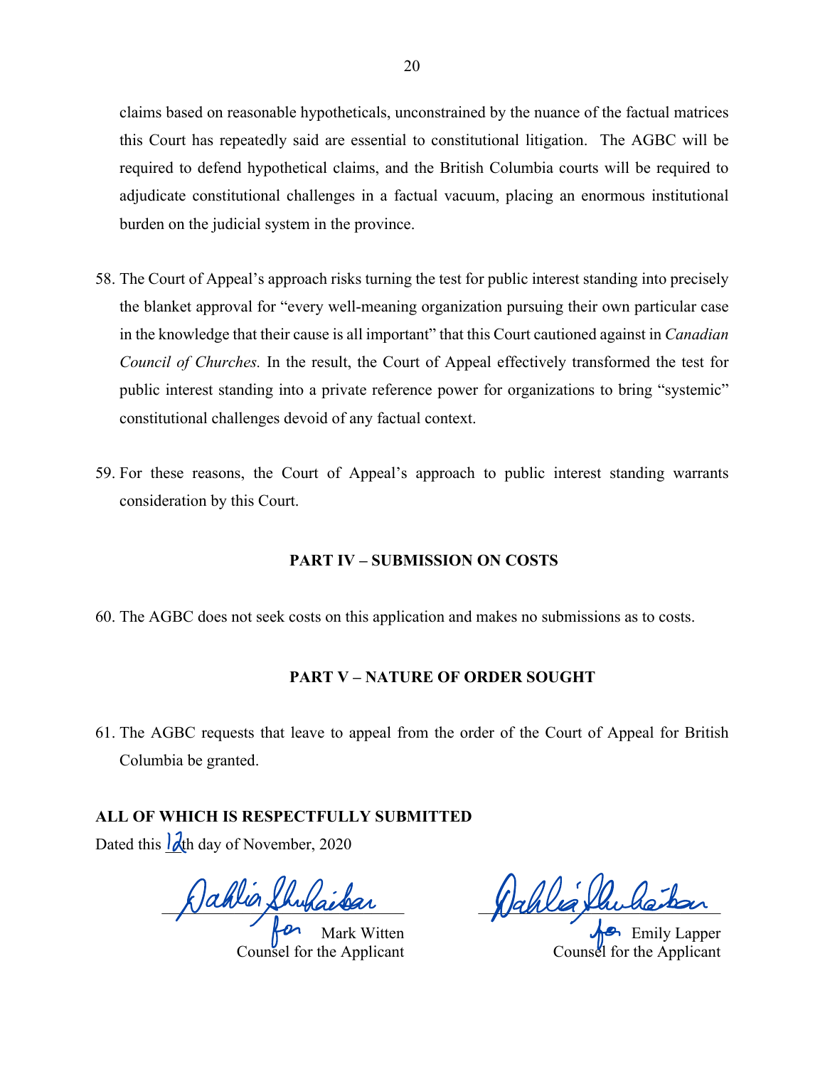claims based on reasonable hypotheticals, unconstrained by the nuance of the factual matrices this Court has repeatedly said are essential to constitutional litigation. The AGBC will be required to defend hypothetical claims, and the British Columbia courts will be required to adjudicate constitutional challenges in a factual vacuum, placing an enormous institutional burden on the judicial system in the province.

58. The Court of Appeal's approach risks turning the test for public interest standing into precisely the blanket approval for "every well-meaning organization pursuing their own particular case in the knowledge that their cause is all important" that this Court cautioned against in *Canadian Council of Churches.* In the result, the Court of Appeal effectively transformed the test for public interest standing into a private reference power for organizations to bring "systemic" constitutional challenges devoid of any factual context.

59. For these reasons, the Court of Appeal's approach to public interest standing warrants consideration by this Court.

**PART IV – SUBMISSION ON COSTS**

60. The AGBC does not seek costs on this application and makes no submissions as to costs.

**PART V – NATURE OF ORDER SOUGHT**

61. The AGBC requests that leave to appeal from the order of the Court of Appeal for British Columbia be granted.

**ALL OF WHICH IS RESPECTFULLY SUBMITTED**

Dated this 12th day of November, 2020

Dahlia Shuhaibar for Mark Witten
Counsel for the Applicant

Dahlia Shuhaibar for Emily Lapper
Counsel for the Applicant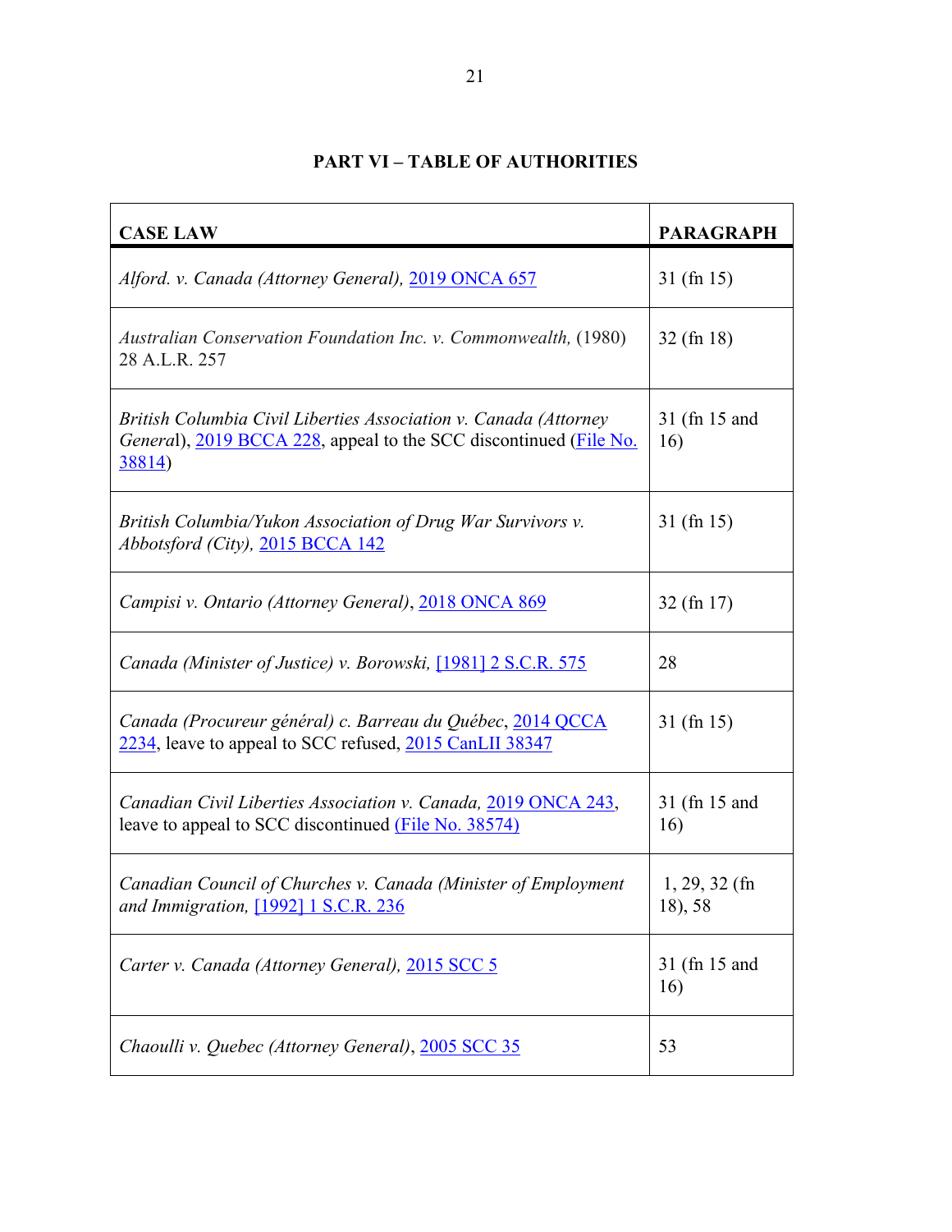## PART VI – TABLE OF AUTHORITIES

| CASE LAW | PARAGRAPH |
|---|---|
| *Alford. v. Canada (Attorney General),* 2019 ONCA 657 | 31 (fn 15) |
| *Australian Conservation Foundation Inc. v. Commonwealth,* (1980) 28 A.L.R. 257 | 32 (fn 18) |
| *British Columbia Civil Liberties Association v. Canada (Attorney General*), 2019 BCCA 228, appeal to the SCC discontinued (File No. 38814) | 31 (fn 15 and 16) |
| *British Columbia/Yukon Association of Drug War Survivors v. Abbotsford (City),* 2015 BCCA 142 | 31 (fn 15) |
| *Campisi v. Ontario (Attorney General)*, 2018 ONCA 869 | 32 (fn 17) |
| *Canada (Minister of Justice) v. Borowski,* [1981] 2 S.C.R. 575 | 28 |
| *Canada (Procureur général) c. Barreau du Québec*, 2014 QCCA 2234, leave to appeal to SCC refused, 2015 CanLII 38347 | 31 (fn 15) |
| *Canadian Civil Liberties Association v. Canada,* 2019 ONCA 243, leave to appeal to SCC discontinued (File No. 38574) | 31 (fn 15 and 16) |
| *Canadian Council of Churches v. Canada (Minister of Employment and Immigration,* [1992] 1 S.C.R. 236 | 1, 29, 32 (fn 18), 58 |
| *Carter v. Canada (Attorney General),* 2015 SCC 5 | 31 (fn 15 and 16) |
| *Chaoulli v. Quebec (Attorney General)*, 2005 SCC 35 | 53 |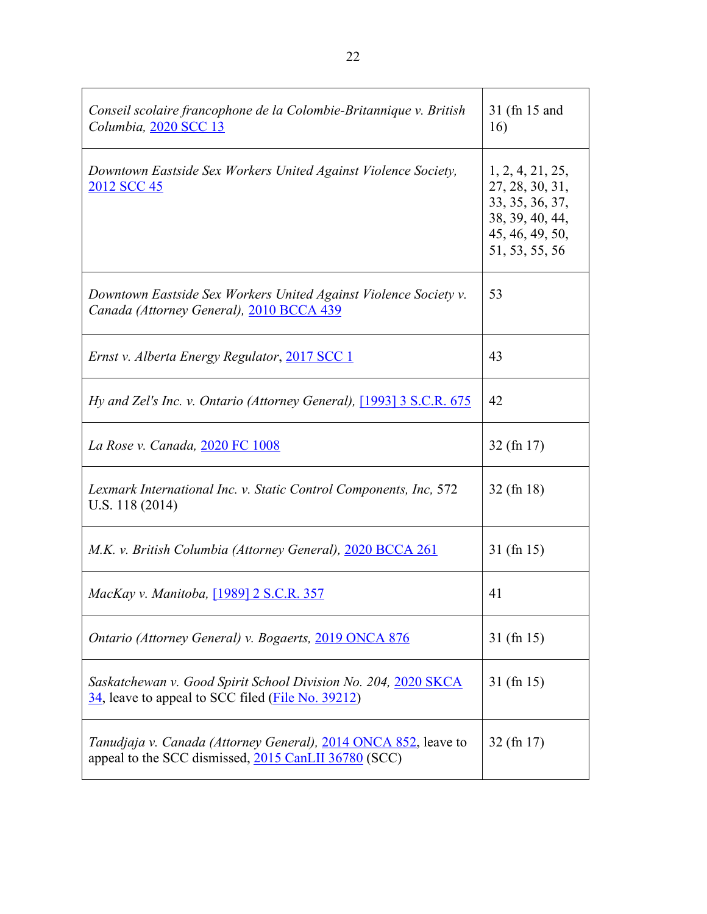| | |
|---|---|
| *Conseil scolaire francophone de la Colombie-Britannique v. British Columbia,* 2020 SCC 13 | 31 (fn 15 and 16) |
| *Downtown Eastside Sex Workers United Against Violence Society,* 2012 SCC 45 | 1, 2, 4, 21, 25, 27, 28, 30, 31, 33, 35, 36, 37, 38, 39, 40, 44, 45, 46, 49, 50, 51, 53, 55, 56 |
| *Downtown Eastside Sex Workers United Against Violence Society v. Canada (Attorney General),* 2010 BCCA 439 | 53 |
| *Ernst v. Alberta Energy Regulator*, 2017 SCC 1 | 43 |
| *Hy and Zel's Inc. v. Ontario (Attorney General),* [1993] 3 S.C.R. 675 | 42 |
| *La Rose v. Canada,* 2020 FC 1008 | 32 (fn 17) |
| *Lexmark International Inc. v. Static Control Components, Inc,* 572 U.S. 118 (2014) | 32 (fn 18) |
| *M.K. v. British Columbia (Attorney General),* 2020 BCCA 261 | 31 (fn 15) |
| *MacKay v. Manitoba,* [1989] 2 S.C.R. 357 | 41 |
| *Ontario (Attorney General) v. Bogaerts,* 2019 ONCA 876 | 31 (fn 15) |
| *Saskatchewan v. Good Spirit School Division No. 204,* 2020 SKCA 34, leave to appeal to SCC filed (File No. 39212) | 31 (fn 15) |
| *Tanudjaja v. Canada (Attorney General),* 2014 ONCA 852, leave to appeal to the SCC dismissed, 2015 CanLII 36780 (SCC) | 32 (fn 17) |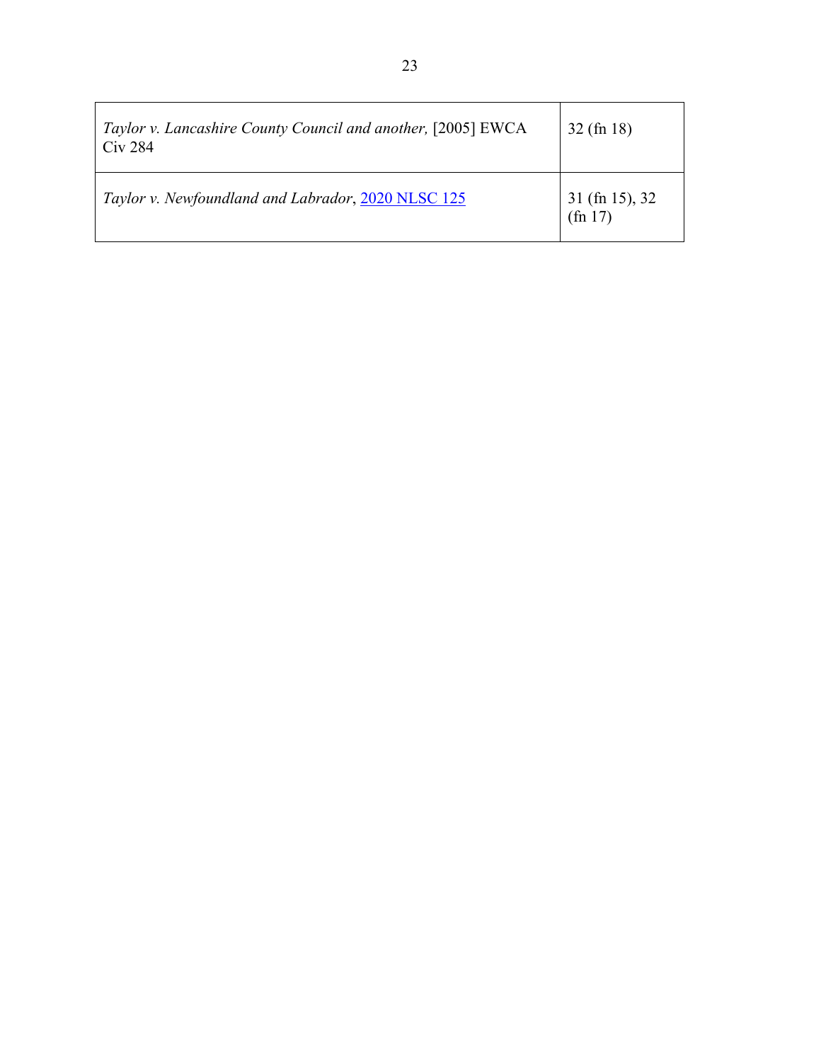| | |
|---|---|
| *Taylor v. Lancashire County Council and another,* [2005] EWCA Civ 284 | 32 (fn 18) |
| *Taylor v. Newfoundland and Labrador*, 2020 NLSC 125 | 31 (fn 15), 32 (fn 17) |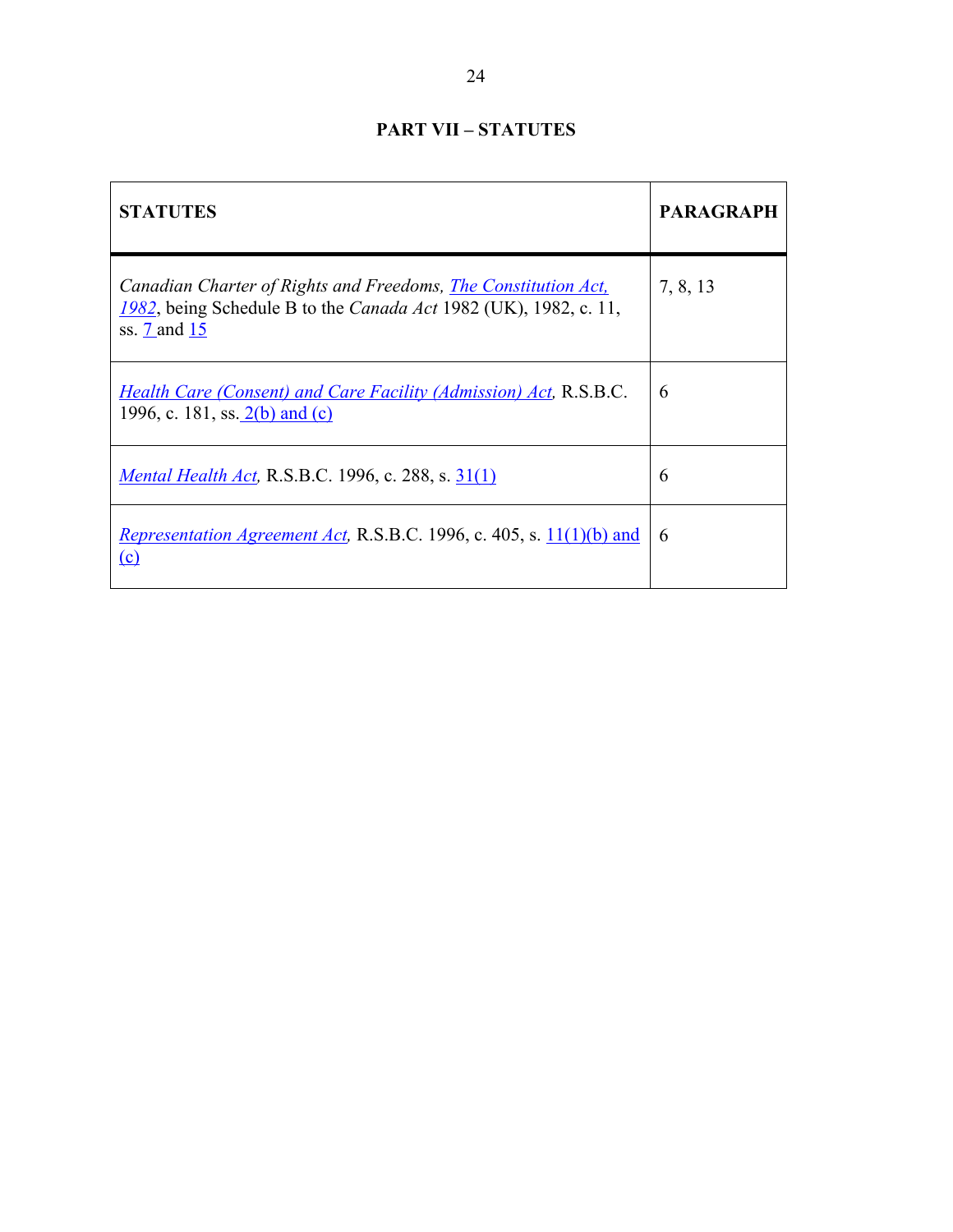## PART VII – STATUTES

| STATUTES | PARAGRAPH |
|---|---|
| *Canadian Charter of Rights and Freedoms*, *The Constitution Act, 1982*, being Schedule B to the *Canada Act* 1982 (UK), 1982, c. 11, ss. 7 and 15 | 7, 8, 13 |
| *Health Care (Consent) and Care Facility (Admission) Act*, R.S.B.C. 1996, c. 181, ss. 2(b) and (c) | 6 |
| *Mental Health Act*, R.S.B.C. 1996, c. 288, s. 31(1) | 6 |
| *Representation Agreement Act*, R.S.B.C. 1996, c. 405, s. 11(1)(b) and (c) | 6 |